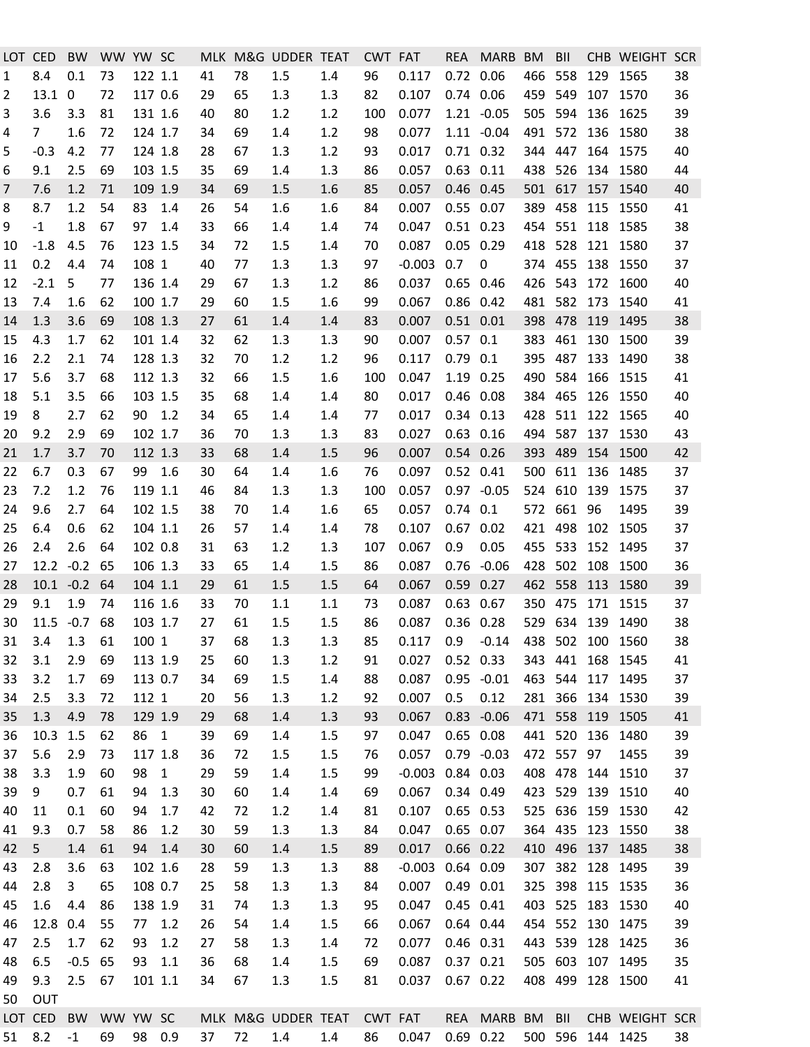| LOT | CED | BW | WW | YW | SC | MLK | M&G | UDDER | TEAT | CWT | FAT | REA | MARB | BM | BII | CHB | WEIGHT | SCR |
|---|---|---|---|---|---|---|---|---|---|---|---|---|---|---|---|---|---|---|
| 1 | 8.4 | 0.1 | 73 | 122 | 1.1 | 41 | 78 | 1.5 | 1.4 | 96 | 0.117 | 0.72 | 0.06 | 466 | 558 | 129 | 1565 | 38 |
| 2 | 13.1 | 0 | 72 | 117 | 0.6 | 29 | 65 | 1.3 | 1.3 | 82 | 0.107 | 0.74 | 0.06 | 459 | 549 | 107 | 1570 | 36 |
| 3 | 3.6 | 3.3 | 81 | 131 | 1.6 | 40 | 80 | 1.2 | 1.2 | 100 | 0.077 | 1.21 | -0.05 | 505 | 594 | 136 | 1625 | 39 |
| 4 | 7 | 1.6 | 72 | 124 | 1.7 | 34 | 69 | 1.4 | 1.2 | 98 | 0.077 | 1.11 | -0.04 | 491 | 572 | 136 | 1580 | 38 |
| 5 | -0.3 | 4.2 | 77 | 124 | 1.8 | 28 | 67 | 1.3 | 1.2 | 93 | 0.017 | 0.71 | 0.32 | 344 | 447 | 164 | 1575 | 40 |
| 6 | 9.1 | 2.5 | 69 | 103 | 1.5 | 35 | 69 | 1.4 | 1.3 | 86 | 0.057 | 0.63 | 0.11 | 438 | 526 | 134 | 1580 | 44 |
| 7 | 7.6 | 1.2 | 71 | 109 | 1.9 | 34 | 69 | 1.5 | 1.6 | 85 | 0.057 | 0.46 | 0.45 | 501 | 617 | 157 | 1540 | 40 |
| 8 | 8.7 | 1.2 | 54 | 83 | 1.4 | 26 | 54 | 1.6 | 1.6 | 84 | 0.007 | 0.55 | 0.07 | 389 | 458 | 115 | 1550 | 41 |
| 9 | -1 | 1.8 | 67 | 97 | 1.4 | 33 | 66 | 1.4 | 1.4 | 74 | 0.047 | 0.51 | 0.23 | 454 | 551 | 118 | 1585 | 38 |
| 10 | -1.8 | 4.5 | 76 | 123 | 1.5 | 34 | 72 | 1.5 | 1.4 | 70 | 0.087 | 0.05 | 0.29 | 418 | 528 | 121 | 1580 | 37 |
| 11 | 0.2 | 4.4 | 74 | 108 | 1 | 40 | 77 | 1.3 | 1.3 | 97 | -0.003 | 0.7 | 0 | 374 | 455 | 138 | 1550 | 37 |
| 12 | -2.1 | 5 | 77 | 136 | 1.4 | 29 | 67 | 1.3 | 1.2 | 86 | 0.037 | 0.65 | 0.46 | 426 | 543 | 172 | 1600 | 40 |
| 13 | 7.4 | 1.6 | 62 | 100 | 1.7 | 29 | 60 | 1.5 | 1.6 | 99 | 0.067 | 0.86 | 0.42 | 481 | 582 | 173 | 1540 | 41 |
| 14 | 1.3 | 3.6 | 69 | 108 | 1.3 | 27 | 61 | 1.4 | 1.4 | 83 | 0.007 | 0.51 | 0.01 | 398 | 478 | 119 | 1495 | 38 |
| 15 | 4.3 | 1.7 | 62 | 101 | 1.4 | 32 | 62 | 1.3 | 1.3 | 90 | 0.007 | 0.57 | 0.1 | 383 | 461 | 130 | 1500 | 39 |
| 16 | 2.2 | 2.1 | 74 | 128 | 1.3 | 32 | 70 | 1.2 | 1.2 | 96 | 0.117 | 0.79 | 0.1 | 395 | 487 | 133 | 1490 | 38 |
| 17 | 5.6 | 3.7 | 68 | 112 | 1.3 | 32 | 66 | 1.5 | 1.6 | 100 | 0.047 | 1.19 | 0.25 | 490 | 584 | 166 | 1515 | 41 |
| 18 | 5.1 | 3.5 | 66 | 103 | 1.5 | 35 | 68 | 1.4 | 1.4 | 80 | 0.017 | 0.46 | 0.08 | 384 | 465 | 126 | 1550 | 40 |
| 19 | 8 | 2.7 | 62 | 90 | 1.2 | 34 | 65 | 1.4 | 1.4 | 77 | 0.017 | 0.34 | 0.13 | 428 | 511 | 122 | 1565 | 40 |
| 20 | 9.2 | 2.9 | 69 | 102 | 1.7 | 36 | 70 | 1.3 | 1.3 | 83 | 0.027 | 0.63 | 0.16 | 494 | 587 | 137 | 1530 | 43 |
| 21 | 1.7 | 3.7 | 70 | 112 | 1.3 | 33 | 68 | 1.4 | 1.5 | 96 | 0.007 | 0.54 | 0.26 | 393 | 489 | 154 | 1500 | 42 |
| 22 | 6.7 | 0.3 | 67 | 99 | 1.6 | 30 | 64 | 1.4 | 1.6 | 76 | 0.097 | 0.52 | 0.41 | 500 | 611 | 136 | 1485 | 37 |
| 23 | 7.2 | 1.2 | 76 | 119 | 1.1 | 46 | 84 | 1.3 | 1.3 | 100 | 0.057 | 0.97 | -0.05 | 524 | 610 | 139 | 1575 | 37 |
| 24 | 9.6 | 2.7 | 64 | 102 | 1.5 | 38 | 70 | 1.4 | 1.6 | 65 | 0.057 | 0.74 | 0.1 | 572 | 661 | 96 | 1495 | 39 |
| 25 | 6.4 | 0.6 | 62 | 104 | 1.1 | 26 | 57 | 1.4 | 1.4 | 78 | 0.107 | 0.67 | 0.02 | 421 | 498 | 102 | 1505 | 37 |
| 26 | 2.4 | 2.6 | 64 | 102 | 0.8 | 31 | 63 | 1.2 | 1.3 | 107 | 0.067 | 0.9 | 0.05 | 455 | 533 | 152 | 1495 | 37 |
| 27 | 12.2 | -0.2 | 65 | 106 | 1.3 | 33 | 65 | 1.4 | 1.5 | 86 | 0.087 | 0.76 | -0.06 | 428 | 502 | 108 | 1500 | 36 |
| 28 | 10.1 | -0.2 | 64 | 104 | 1.1 | 29 | 61 | 1.5 | 1.5 | 64 | 0.067 | 0.59 | 0.27 | 462 | 558 | 113 | 1580 | 39 |
| 29 | 9.1 | 1.9 | 74 | 116 | 1.6 | 33 | 70 | 1.1 | 1.1 | 73 | 0.087 | 0.63 | 0.67 | 350 | 475 | 171 | 1515 | 37 |
| 30 | 11.5 | -0.7 | 68 | 103 | 1.7 | 27 | 61 | 1.5 | 1.5 | 86 | 0.087 | 0.36 | 0.28 | 529 | 634 | 139 | 1490 | 38 |
| 31 | 3.4 | 1.3 | 61 | 100 | 1 | 37 | 68 | 1.3 | 1.3 | 85 | 0.117 | 0.9 | -0.14 | 438 | 502 | 100 | 1560 | 38 |
| 32 | 3.1 | 2.9 | 69 | 113 | 1.9 | 25 | 60 | 1.3 | 1.2 | 91 | 0.027 | 0.52 | 0.33 | 343 | 441 | 168 | 1545 | 41 |
| 33 | 3.2 | 1.7 | 69 | 113 | 0.7 | 34 | 69 | 1.5 | 1.4 | 88 | 0.087 | 0.95 | -0.01 | 463 | 544 | 117 | 1495 | 37 |
| 34 | 2.5 | 3.3 | 72 | 112 | 1 | 20 | 56 | 1.3 | 1.2 | 92 | 0.007 | 0.5 | 0.12 | 281 | 366 | 134 | 1530 | 39 |
| 35 | 1.3 | 4.9 | 78 | 129 | 1.9 | 29 | 68 | 1.4 | 1.3 | 93 | 0.067 | 0.83 | -0.06 | 471 | 558 | 119 | 1505 | 41 |
| 36 | 10.3 | 1.5 | 62 | 86 | 1 | 39 | 69 | 1.4 | 1.5 | 97 | 0.047 | 0.65 | 0.08 | 441 | 520 | 136 | 1480 | 39 |
| 37 | 5.6 | 2.9 | 73 | 117 | 1.8 | 36 | 72 | 1.5 | 1.5 | 76 | 0.057 | 0.79 | -0.03 | 472 | 557 | 97 | 1455 | 39 |
| 38 | 3.3 | 1.9 | 60 | 98 | 1 | 29 | 59 | 1.4 | 1.5 | 99 | -0.003 | 0.84 | 0.03 | 408 | 478 | 144 | 1510 | 37 |
| 39 | 9 | 0.7 | 61 | 94 | 1.3 | 30 | 60 | 1.4 | 1.4 | 69 | 0.067 | 0.34 | 0.49 | 423 | 529 | 139 | 1510 | 40 |
| 40 | 11 | 0.1 | 60 | 94 | 1.7 | 42 | 72 | 1.2 | 1.4 | 81 | 0.107 | 0.65 | 0.53 | 525 | 636 | 159 | 1530 | 42 |
| 41 | 9.3 | 0.7 | 58 | 86 | 1.2 | 30 | 59 | 1.3 | 1.3 | 84 | 0.047 | 0.65 | 0.07 | 364 | 435 | 123 | 1550 | 38 |
| 42 | 5 | 1.4 | 61 | 94 | 1.4 | 30 | 60 | 1.4 | 1.5 | 89 | 0.017 | 0.66 | 0.22 | 410 | 496 | 137 | 1485 | 38 |
| 43 | 2.8 | 3.6 | 63 | 102 | 1.6 | 28 | 59 | 1.3 | 1.3 | 88 | -0.003 | 0.64 | 0.09 | 307 | 382 | 128 | 1495 | 39 |
| 44 | 2.8 | 3 | 65 | 108 | 0.7 | 25 | 58 | 1.3 | 1.3 | 84 | 0.007 | 0.49 | 0.01 | 325 | 398 | 115 | 1535 | 36 |
| 45 | 1.6 | 4.4 | 86 | 138 | 1.9 | 31 | 74 | 1.3 | 1.3 | 95 | 0.047 | 0.45 | 0.41 | 403 | 525 | 183 | 1530 | 40 |
| 46 | 12.8 | 0.4 | 55 | 77 | 1.2 | 26 | 54 | 1.4 | 1.5 | 66 | 0.067 | 0.64 | 0.44 | 454 | 552 | 130 | 1475 | 39 |
| 47 | 2.5 | 1.7 | 62 | 93 | 1.2 | 27 | 58 | 1.3 | 1.4 | 72 | 0.077 | 0.46 | 0.31 | 443 | 539 | 128 | 1425 | 36 |
| 48 | 6.5 | -0.5 | 65 | 93 | 1.1 | 36 | 68 | 1.4 | 1.5 | 69 | 0.087 | 0.37 | 0.21 | 505 | 603 | 107 | 1495 | 35 |
| 49 | 9.3 | 2.5 | 67 | 101 | 1.1 | 34 | 67 | 1.3 | 1.5 | 81 | 0.037 | 0.67 | 0.22 | 408 | 499 | 128 | 1500 | 41 |
| 50 | OUT | | | | | | | | | | | | | | | | | |

| LOT | CED | BW | WW | YW | SC | MLK | M&G | UDDER | TEAT | CWT | FAT | REA | MARB | BM | BII | CHB | WEIGHT | SCR |
|---|---|---|---|---|---|---|---|---|---|---|---|---|---|---|---|---|---|---|
| 51 | 8.2 | -1 | 69 | 98 | 0.9 | 37 | 72 | 1.4 | 1.4 | 86 | 0.047 | 0.69 | 0.22 | 500 | 596 | 144 | 1425 | 38 |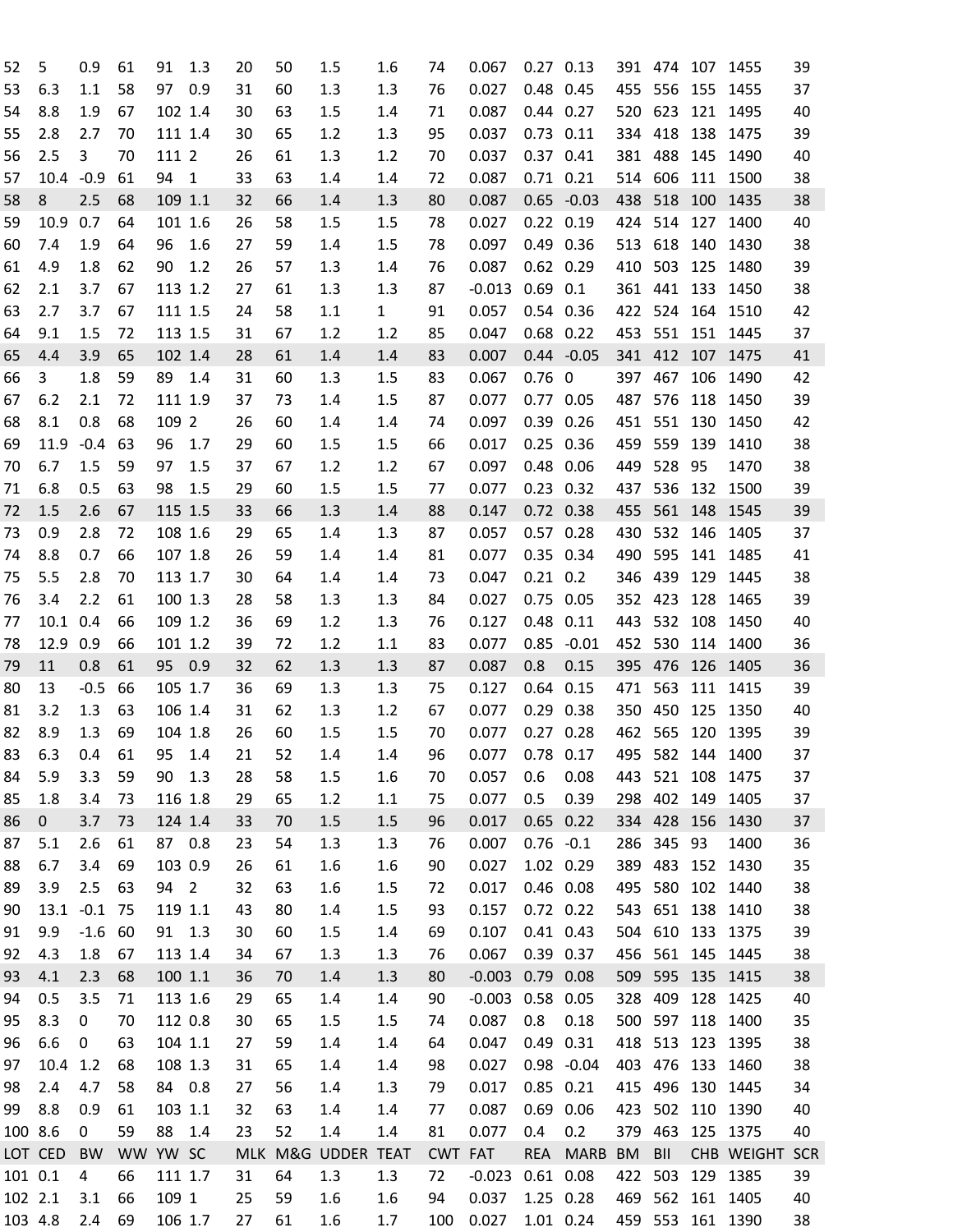| 52 | 5 | 0.9 | 61 | 91 | 1.3 | 20 | 50 | 1.5 | 1.6 | 74 | 0.067 | 0.27 | 0.13 | 391 | 474 | 107 | 1455 | 39 |
|---|---|---|---|---|---|---|---|---|---|---|---|---|---|---|---|---|---|---|
| 53 | 6.3 | 1.1 | 58 | 97 | 0.9 | 31 | 60 | 1.3 | 1.3 | 76 | 0.027 | 0.48 | 0.45 | 455 | 556 | 155 | 1455 | 37 |
| 54 | 8.8 | 1.9 | 67 | 102 | 1.4 | 30 | 63 | 1.5 | 1.4 | 71 | 0.087 | 0.44 | 0.27 | 520 | 623 | 121 | 1495 | 40 |
| 55 | 2.8 | 2.7 | 70 | 111 | 1.4 | 30 | 65 | 1.2 | 1.3 | 95 | 0.037 | 0.73 | 0.11 | 334 | 418 | 138 | 1475 | 39 |
| 56 | 2.5 | 3 | 70 | 111 | 2 | 26 | 61 | 1.3 | 1.2 | 70 | 0.037 | 0.37 | 0.41 | 381 | 488 | 145 | 1490 | 40 |
| 57 | 10.4 | -0.9 | 61 | 94 | 1 | 33 | 63 | 1.4 | 1.4 | 72 | 0.087 | 0.71 | 0.21 | 514 | 606 | 111 | 1500 | 38 |
| 58 | 8 | 2.5 | 68 | 109 | 1.1 | 32 | 66 | 1.4 | 1.3 | 80 | 0.087 | 0.65 | -0.03 | 438 | 518 | 100 | 1435 | 38 |
| 59 | 10.9 | 0.7 | 64 | 101 | 1.6 | 26 | 58 | 1.5 | 1.5 | 78 | 0.027 | 0.22 | 0.19 | 424 | 514 | 127 | 1400 | 40 |
| 60 | 7.4 | 1.9 | 64 | 96 | 1.6 | 27 | 59 | 1.4 | 1.5 | 78 | 0.097 | 0.49 | 0.36 | 513 | 618 | 140 | 1430 | 38 |
| 61 | 4.9 | 1.8 | 62 | 90 | 1.2 | 26 | 57 | 1.3 | 1.4 | 76 | 0.087 | 0.62 | 0.29 | 410 | 503 | 125 | 1480 | 39 |
| 62 | 2.1 | 3.7 | 67 | 113 | 1.2 | 27 | 61 | 1.3 | 1.3 | 87 | -0.013 | 0.69 | 0.1 | 361 | 441 | 133 | 1450 | 38 |
| 63 | 2.7 | 3.7 | 67 | 111 | 1.5 | 24 | 58 | 1.1 | 1 | 91 | 0.057 | 0.54 | 0.36 | 422 | 524 | 164 | 1510 | 42 |
| 64 | 9.1 | 1.5 | 72 | 113 | 1.5 | 31 | 67 | 1.2 | 1.2 | 85 | 0.047 | 0.68 | 0.22 | 453 | 551 | 151 | 1445 | 37 |
| 65 | 4.4 | 3.9 | 65 | 102 | 1.4 | 28 | 61 | 1.4 | 1.4 | 83 | 0.007 | 0.44 | -0.05 | 341 | 412 | 107 | 1475 | 41 |
| 66 | 3 | 1.8 | 59 | 89 | 1.4 | 31 | 60 | 1.3 | 1.5 | 83 | 0.067 | 0.76 | 0 | 397 | 467 | 106 | 1490 | 42 |
| 67 | 6.2 | 2.1 | 72 | 111 | 1.9 | 37 | 73 | 1.4 | 1.5 | 87 | 0.077 | 0.77 | 0.05 | 487 | 576 | 118 | 1450 | 39 |
| 68 | 8.1 | 0.8 | 68 | 109 | 2 | 26 | 60 | 1.4 | 1.4 | 74 | 0.097 | 0.39 | 0.26 | 451 | 551 | 130 | 1450 | 42 |
| 69 | 11.9 | -0.4 | 63 | 96 | 1.7 | 29 | 60 | 1.5 | 1.5 | 66 | 0.017 | 0.25 | 0.36 | 459 | 559 | 139 | 1410 | 38 |
| 70 | 6.7 | 1.5 | 59 | 97 | 1.5 | 37 | 67 | 1.2 | 1.2 | 67 | 0.097 | 0.48 | 0.06 | 449 | 528 | 95 | 1470 | 38 |
| 71 | 6.8 | 0.5 | 63 | 98 | 1.5 | 29 | 60 | 1.5 | 1.5 | 77 | 0.077 | 0.23 | 0.32 | 437 | 536 | 132 | 1500 | 39 |
| 72 | 1.5 | 2.6 | 67 | 115 | 1.5 | 33 | 66 | 1.3 | 1.4 | 88 | 0.147 | 0.72 | 0.38 | 455 | 561 | 148 | 1545 | 39 |
| 73 | 0.9 | 2.8 | 72 | 108 | 1.6 | 29 | 65 | 1.4 | 1.3 | 87 | 0.057 | 0.57 | 0.28 | 430 | 532 | 146 | 1405 | 37 |
| 74 | 8.8 | 0.7 | 66 | 107 | 1.8 | 26 | 59 | 1.4 | 1.4 | 81 | 0.077 | 0.35 | 0.34 | 490 | 595 | 141 | 1485 | 41 |
| 75 | 5.5 | 2.8 | 70 | 113 | 1.7 | 30 | 64 | 1.4 | 1.4 | 73 | 0.047 | 0.21 | 0.2 | 346 | 439 | 129 | 1445 | 38 |
| 76 | 3.4 | 2.2 | 61 | 100 | 1.3 | 28 | 58 | 1.3 | 1.3 | 84 | 0.027 | 0.75 | 0.05 | 352 | 423 | 128 | 1465 | 39 |
| 77 | 10.1 | 0.4 | 66 | 109 | 1.2 | 36 | 69 | 1.2 | 1.3 | 76 | 0.127 | 0.48 | 0.11 | 443 | 532 | 108 | 1450 | 40 |
| 78 | 12.9 | 0.9 | 66 | 101 | 1.2 | 39 | 72 | 1.2 | 1.1 | 83 | 0.077 | 0.85 | -0.01 | 452 | 530 | 114 | 1400 | 36 |
| 79 | 11 | 0.8 | 61 | 95 | 0.9 | 32 | 62 | 1.3 | 1.3 | 87 | 0.087 | 0.8 | 0.15 | 395 | 476 | 126 | 1405 | 36 |
| 80 | 13 | -0.5 | 66 | 105 | 1.7 | 36 | 69 | 1.3 | 1.3 | 75 | 0.127 | 0.64 | 0.15 | 471 | 563 | 111 | 1415 | 39 |
| 81 | 3.2 | 1.3 | 63 | 106 | 1.4 | 31 | 62 | 1.3 | 1.2 | 67 | 0.077 | 0.29 | 0.38 | 350 | 450 | 125 | 1350 | 40 |
| 82 | 8.9 | 1.3 | 69 | 104 | 1.8 | 26 | 60 | 1.5 | 1.5 | 70 | 0.077 | 0.27 | 0.28 | 462 | 565 | 120 | 1395 | 39 |
| 83 | 6.3 | 0.4 | 61 | 95 | 1.4 | 21 | 52 | 1.4 | 1.4 | 96 | 0.077 | 0.78 | 0.17 | 495 | 582 | 144 | 1400 | 37 |
| 84 | 5.9 | 3.3 | 59 | 90 | 1.3 | 28 | 58 | 1.5 | 1.6 | 70 | 0.057 | 0.6 | 0.08 | 443 | 521 | 108 | 1475 | 37 |
| 85 | 1.8 | 3.4 | 73 | 116 | 1.8 | 29 | 65 | 1.2 | 1.1 | 75 | 0.077 | 0.5 | 0.39 | 298 | 402 | 149 | 1405 | 37 |
| 86 | 0 | 3.7 | 73 | 124 | 1.4 | 33 | 70 | 1.5 | 1.5 | 96 | 0.017 | 0.65 | 0.22 | 334 | 428 | 156 | 1430 | 37 |
| 87 | 5.1 | 2.6 | 61 | 87 | 0.8 | 23 | 54 | 1.3 | 1.3 | 76 | 0.007 | 0.76 | -0.1 | 286 | 345 | 93 | 1400 | 36 |
| 88 | 6.7 | 3.4 | 69 | 103 | 0.9 | 26 | 61 | 1.6 | 1.6 | 90 | 0.027 | 1.02 | 0.29 | 389 | 483 | 152 | 1430 | 35 |
| 89 | 3.9 | 2.5 | 63 | 94 | 2 | 32 | 63 | 1.6 | 1.5 | 72 | 0.017 | 0.46 | 0.08 | 495 | 580 | 102 | 1440 | 38 |
| 90 | 13.1 | -0.1 | 75 | 119 | 1.1 | 43 | 80 | 1.4 | 1.5 | 93 | 0.157 | 0.72 | 0.22 | 543 | 651 | 138 | 1410 | 38 |
| 91 | 9.9 | -1.6 | 60 | 91 | 1.3 | 30 | 60 | 1.5 | 1.4 | 69 | 0.107 | 0.41 | 0.43 | 504 | 610 | 133 | 1375 | 39 |
| 92 | 4.3 | 1.8 | 67 | 113 | 1.4 | 34 | 67 | 1.3 | 1.3 | 76 | 0.067 | 0.39 | 0.37 | 456 | 561 | 145 | 1445 | 38 |
| 93 | 4.1 | 2.3 | 68 | 100 | 1.1 | 36 | 70 | 1.4 | 1.3 | 80 | -0.003 | 0.79 | 0.08 | 509 | 595 | 135 | 1415 | 38 |
| 94 | 0.5 | 3.5 | 71 | 113 | 1.6 | 29 | 65 | 1.4 | 1.4 | 90 | -0.003 | 0.58 | 0.05 | 328 | 409 | 128 | 1425 | 40 |
| 95 | 8.3 | 0 | 70 | 112 | 0.8 | 30 | 65 | 1.5 | 1.5 | 74 | 0.087 | 0.8 | 0.18 | 500 | 597 | 118 | 1400 | 35 |
| 96 | 6.6 | 0 | 63 | 104 | 1.1 | 27 | 59 | 1.4 | 1.4 | 64 | 0.047 | 0.49 | 0.31 | 418 | 513 | 123 | 1395 | 38 |
| 97 | 10.4 | 1.2 | 68 | 108 | 1.3 | 31 | 65 | 1.4 | 1.4 | 98 | 0.027 | 0.98 | -0.04 | 403 | 476 | 133 | 1460 | 38 |
| 98 | 2.4 | 4.7 | 58 | 84 | 0.8 | 27 | 56 | 1.4 | 1.3 | 79 | 0.017 | 0.85 | 0.21 | 415 | 496 | 130 | 1445 | 34 |
| 99 | 8.8 | 0.9 | 61 | 103 | 1.1 | 32 | 63 | 1.4 | 1.4 | 77 | 0.087 | 0.69 | 0.06 | 423 | 502 | 110 | 1390 | 40 |
| 100 | 8.6 | 0 | 59 | 88 | 1.4 | 23 | 52 | 1.4 | 1.4 | 81 | 0.077 | 0.4 | 0.2 | 379 | 463 | 125 | 1375 | 40 |
| LOT | CED | BW | WW | YW | SC | MLK | M&G | UDDER | TEAT | CWT | FAT | REA | MARB | BM | BII | CHB | WEIGHT | SCR |
| 101 | 0.1 | 4 | 66 | 111 | 1.7 | 31 | 64 | 1.3 | 1.3 | 72 | -0.023 | 0.61 | 0.08 | 422 | 503 | 129 | 1385 | 39 |
| 102 | 2.1 | 3.1 | 66 | 109 | 1 | 25 | 59 | 1.6 | 1.6 | 94 | 0.037 | 1.25 | 0.28 | 469 | 562 | 161 | 1405 | 40 |
| 103 | 4.8 | 2.4 | 69 | 106 | 1.7 | 27 | 61 | 1.6 | 1.7 | 100 | 0.027 | 1.01 | 0.24 | 459 | 553 | 161 | 1390 | 38 |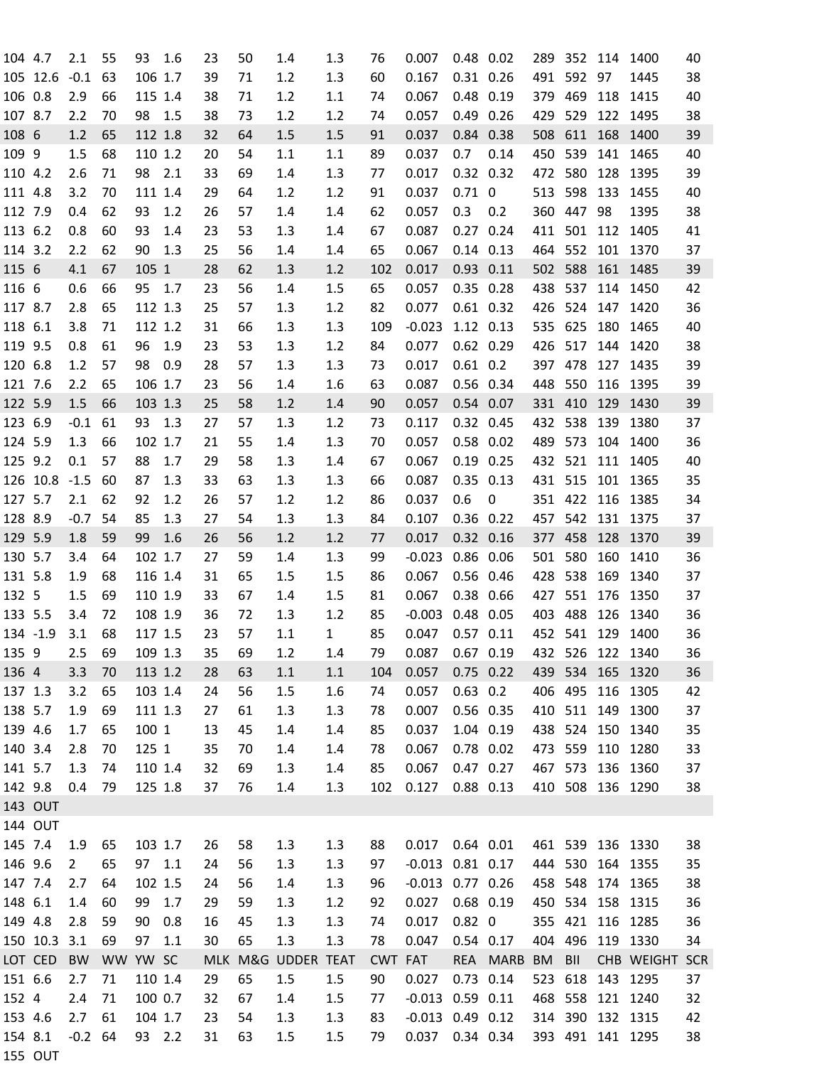| LOT | CED | BW | WW | YW | SC | MLK | M&G | UDDER | TEAT | CWT | FAT | REA | MARB | BM | BII | CHB | WEIGHT | SCR |
|---|---|---|---|---|---|---|---|---|---|---|---|---|---|---|---|---|---|---|
| 104 | 4.7 | 2.1 | 55 | 93 | 1.6 | 23 | 50 | 1.4 | 1.3 | 76 | 0.007 | 0.48 | 0.02 | 289 | 352 | 114 | 1400 | 40 |
| 105 | 12.6 | -0.1 | 63 | 106 | 1.7 | 39 | 71 | 1.2 | 1.3 | 60 | 0.167 | 0.31 | 0.26 | 491 | 592 | 97 | 1445 | 38 |
| 106 | 0.8 | 2.9 | 66 | 115 | 1.4 | 38 | 71 | 1.2 | 1.1 | 74 | 0.067 | 0.48 | 0.19 | 379 | 469 | 118 | 1415 | 40 |
| 107 | 8.7 | 2.2 | 70 | 98 | 1.5 | 38 | 73 | 1.2 | 1.2 | 74 | 0.057 | 0.49 | 0.26 | 429 | 529 | 122 | 1495 | 38 |
| 108 | 6 | 1.2 | 65 | 112 | 1.8 | 32 | 64 | 1.5 | 1.5 | 91 | 0.037 | 0.84 | 0.38 | 508 | 611 | 168 | 1400 | 39 |
| 109 | 9 | 1.5 | 68 | 110 | 1.2 | 20 | 54 | 1.1 | 1.1 | 89 | 0.037 | 0.7 | 0.14 | 450 | 539 | 141 | 1465 | 40 |
| 110 | 4.2 | 2.6 | 71 | 98 | 2.1 | 33 | 69 | 1.4 | 1.3 | 77 | 0.017 | 0.32 | 0.32 | 472 | 580 | 128 | 1395 | 39 |
| 111 | 4.8 | 3.2 | 70 | 111 | 1.4 | 29 | 64 | 1.2 | 1.2 | 91 | 0.037 | 0.71 | 0 | 513 | 598 | 133 | 1455 | 40 |
| 112 | 7.9 | 0.4 | 62 | 93 | 1.2 | 26 | 57 | 1.4 | 1.4 | 62 | 0.057 | 0.3 | 0.2 | 360 | 447 | 98 | 1395 | 38 |
| 113 | 6.2 | 0.8 | 60 | 93 | 1.4 | 23 | 53 | 1.3 | 1.4 | 67 | 0.087 | 0.27 | 0.24 | 411 | 501 | 112 | 1405 | 41 |
| 114 | 3.2 | 2.2 | 62 | 90 | 1.3 | 25 | 56 | 1.4 | 1.4 | 65 | 0.067 | 0.14 | 0.13 | 464 | 552 | 101 | 1370 | 37 |
| 115 | 6 | 4.1 | 67 | 105 | 1 | 28 | 62 | 1.3 | 1.2 | 102 | 0.017 | 0.93 | 0.11 | 502 | 588 | 161 | 1485 | 39 |
| 116 | 6 | 0.6 | 66 | 95 | 1.7 | 23 | 56 | 1.4 | 1.5 | 65 | 0.057 | 0.35 | 0.28 | 438 | 537 | 114 | 1450 | 42 |
| 117 | 8.7 | 2.8 | 65 | 112 | 1.3 | 25 | 57 | 1.3 | 1.2 | 82 | 0.077 | 0.61 | 0.32 | 426 | 524 | 147 | 1420 | 36 |
| 118 | 6.1 | 3.8 | 71 | 112 | 1.2 | 31 | 66 | 1.3 | 1.3 | 109 | -0.023 | 1.12 | 0.13 | 535 | 625 | 180 | 1465 | 40 |
| 119 | 9.5 | 0.8 | 61 | 96 | 1.9 | 23 | 53 | 1.3 | 1.2 | 84 | 0.077 | 0.62 | 0.29 | 426 | 517 | 144 | 1420 | 38 |
| 120 | 6.8 | 1.2 | 57 | 98 | 0.9 | 28 | 57 | 1.3 | 1.3 | 73 | 0.017 | 0.61 | 0.2 | 397 | 478 | 127 | 1435 | 39 |
| 121 | 7.6 | 2.2 | 65 | 106 | 1.7 | 23 | 56 | 1.4 | 1.6 | 63 | 0.087 | 0.56 | 0.34 | 448 | 550 | 116 | 1395 | 39 |
| 122 | 5.9 | 1.5 | 66 | 103 | 1.3 | 25 | 58 | 1.2 | 1.4 | 90 | 0.057 | 0.54 | 0.07 | 331 | 410 | 129 | 1430 | 39 |
| 123 | 6.9 | -0.1 | 61 | 93 | 1.3 | 27 | 57 | 1.3 | 1.2 | 73 | 0.117 | 0.32 | 0.45 | 432 | 538 | 139 | 1380 | 37 |
| 124 | 5.9 | 1.3 | 66 | 102 | 1.7 | 21 | 55 | 1.4 | 1.3 | 70 | 0.057 | 0.58 | 0.02 | 489 | 573 | 104 | 1400 | 36 |
| 125 | 9.2 | 0.1 | 57 | 88 | 1.7 | 29 | 58 | 1.3 | 1.4 | 67 | 0.067 | 0.19 | 0.25 | 432 | 521 | 111 | 1405 | 40 |
| 126 | 10.8 | -1.5 | 60 | 87 | 1.3 | 33 | 63 | 1.3 | 1.3 | 66 | 0.087 | 0.35 | 0.13 | 431 | 515 | 101 | 1365 | 35 |
| 127 | 5.7 | 2.1 | 62 | 92 | 1.2 | 26 | 57 | 1.2 | 1.2 | 86 | 0.037 | 0.6 | 0 | 351 | 422 | 116 | 1385 | 34 |
| 128 | 8.9 | -0.7 | 54 | 85 | 1.3 | 27 | 54 | 1.3 | 1.3 | 84 | 0.107 | 0.36 | 0.22 | 457 | 542 | 131 | 1375 | 37 |
| 129 | 5.9 | 1.8 | 59 | 99 | 1.6 | 26 | 56 | 1.2 | 1.2 | 77 | 0.017 | 0.32 | 0.16 | 377 | 458 | 128 | 1370 | 39 |
| 130 | 5.7 | 3.4 | 64 | 102 | 1.7 | 27 | 59 | 1.4 | 1.3 | 99 | -0.023 | 0.86 | 0.06 | 501 | 580 | 160 | 1410 | 36 |
| 131 | 5.8 | 1.9 | 68 | 116 | 1.4 | 31 | 65 | 1.5 | 1.5 | 86 | 0.067 | 0.56 | 0.46 | 428 | 538 | 169 | 1340 | 37 |
| 132 | 5 | 1.5 | 69 | 110 | 1.9 | 33 | 67 | 1.4 | 1.5 | 81 | 0.067 | 0.38 | 0.66 | 427 | 551 | 176 | 1350 | 37 |
| 133 | 5.5 | 3.4 | 72 | 108 | 1.9 | 36 | 72 | 1.3 | 1.2 | 85 | -0.003 | 0.48 | 0.05 | 403 | 488 | 126 | 1340 | 36 |
| 134 | -1.9 | 3.1 | 68 | 117 | 1.5 | 23 | 57 | 1.1 | 1 | 85 | 0.047 | 0.57 | 0.11 | 452 | 541 | 129 | 1400 | 36 |
| 135 | 9 | 2.5 | 69 | 109 | 1.3 | 35 | 69 | 1.2 | 1.4 | 79 | 0.087 | 0.67 | 0.19 | 432 | 526 | 122 | 1340 | 36 |
| 136 | 4 | 3.3 | 70 | 113 | 1.2 | 28 | 63 | 1.1 | 1.1 | 104 | 0.057 | 0.75 | 0.22 | 439 | 534 | 165 | 1320 | 36 |
| 137 | 1.3 | 3.2 | 65 | 103 | 1.4 | 24 | 56 | 1.5 | 1.6 | 74 | 0.057 | 0.63 | 0.2 | 406 | 495 | 116 | 1305 | 42 |
| 138 | 5.7 | 1.9 | 69 | 111 | 1.3 | 27 | 61 | 1.3 | 1.3 | 78 | 0.007 | 0.56 | 0.35 | 410 | 511 | 149 | 1300 | 37 |
| 139 | 4.6 | 1.7 | 65 | 100 | 1 | 13 | 45 | 1.4 | 1.4 | 85 | 0.037 | 1.04 | 0.19 | 438 | 524 | 150 | 1340 | 35 |
| 140 | 3.4 | 2.8 | 70 | 125 | 1 | 35 | 70 | 1.4 | 1.4 | 78 | 0.067 | 0.78 | 0.02 | 473 | 559 | 110 | 1280 | 33 |
| 141 | 5.7 | 1.3 | 74 | 110 | 1.4 | 32 | 69 | 1.3 | 1.4 | 85 | 0.067 | 0.47 | 0.27 | 467 | 573 | 136 | 1360 | 37 |
| 142 | 9.8 | 0.4 | 79 | 125 | 1.8 | 37 | 76 | 1.4 | 1.3 | 102 | 0.127 | 0.88 | 0.13 | 410 | 508 | 136 | 1290 | 38 |
| 143 | OUT | | | | | | | | | | | | | | | | | |
| 144 | OUT | | | | | | | | | | | | | | | | | |
| 145 | 7.4 | 1.9 | 65 | 103 | 1.7 | 26 | 58 | 1.3 | 1.3 | 88 | 0.017 | 0.64 | 0.01 | 461 | 539 | 136 | 1330 | 38 |
| 146 | 9.6 | 2 | 65 | 97 | 1.1 | 24 | 56 | 1.3 | 1.3 | 97 | -0.013 | 0.81 | 0.17 | 444 | 530 | 164 | 1355 | 35 |
| 147 | 7.4 | 2.7 | 64 | 102 | 1.5 | 24 | 56 | 1.4 | 1.3 | 96 | -0.013 | 0.77 | 0.26 | 458 | 548 | 174 | 1365 | 38 |
| 148 | 6.1 | 1.4 | 60 | 99 | 1.7 | 29 | 59 | 1.3 | 1.2 | 92 | 0.027 | 0.68 | 0.19 | 450 | 534 | 158 | 1315 | 36 |
| 149 | 4.8 | 2.8 | 59 | 90 | 0.8 | 16 | 45 | 1.3 | 1.3 | 74 | 0.017 | 0.82 | 0 | 355 | 421 | 116 | 1285 | 36 |
| 150 | 10.3 | 3.1 | 69 | 97 | 1.1 | 30 | 65 | 1.3 | 1.3 | 78 | 0.047 | 0.54 | 0.17 | 404 | 496 | 119 | 1330 | 34 |
| LOT | CED | BW | WW | YW | SC | MLK | M&G | UDDER | TEAT | CWT | FAT | REA | MARB | BM | BII | CHB | WEIGHT | SCR |
| 151 | 6.6 | 2.7 | 71 | 110 | 1.4 | 29 | 65 | 1.5 | 1.5 | 90 | 0.027 | 0.73 | 0.14 | 523 | 618 | 143 | 1295 | 37 |
| 152 | 4 | 2.4 | 71 | 100 | 0.7 | 32 | 67 | 1.4 | 1.5 | 77 | -0.013 | 0.59 | 0.11 | 468 | 558 | 121 | 1240 | 32 |
| 153 | 4.6 | 2.7 | 61 | 104 | 1.7 | 23 | 54 | 1.3 | 1.3 | 83 | -0.013 | 0.49 | 0.12 | 314 | 390 | 132 | 1315 | 42 |
| 154 | 8.1 | -0.2 | 64 | 93 | 2.2 | 31 | 63 | 1.5 | 1.5 | 79 | 0.037 | 0.34 | 0.34 | 393 | 491 | 141 | 1295 | 38 |
| 155 | OUT | | | | | | | | | | | | | | | | | |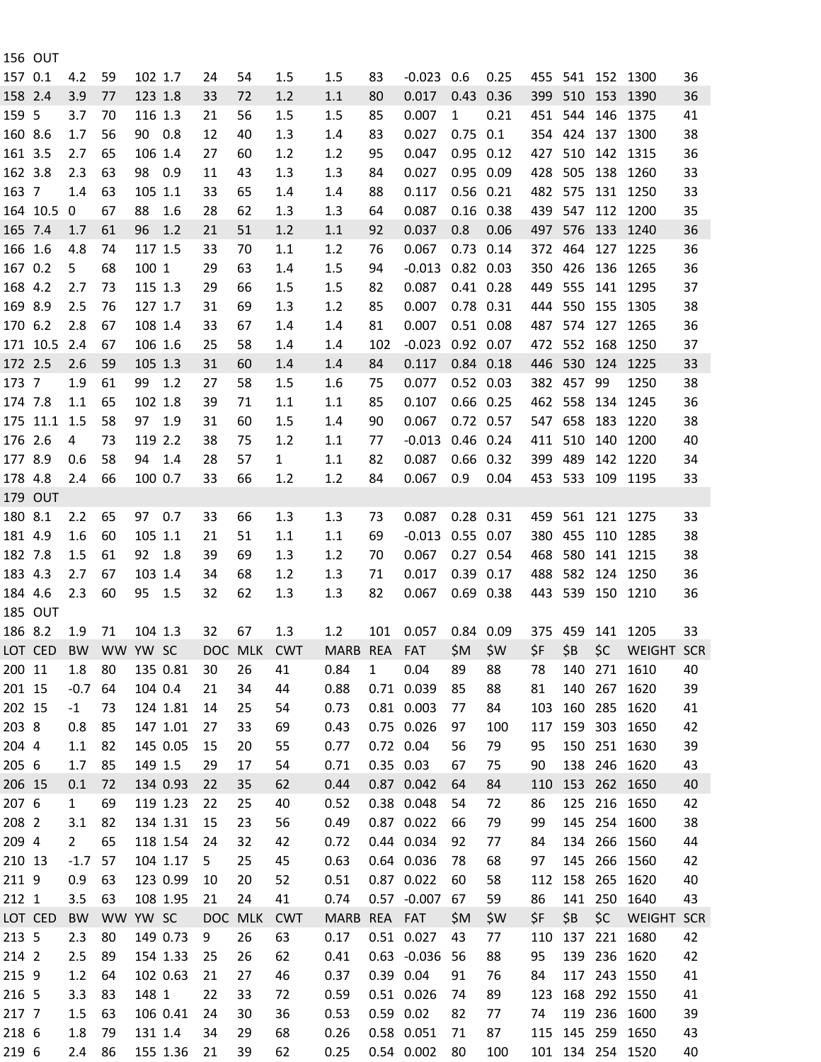| | | | | | | | | | | | | | | | | | | |
|---|---|---|---|---|---|---|---|---|---|---|---|---|---|---|---|---|---|---|
| 156 | OUT | | | | | | | | | | | | | | | | | |
| 157 | 0.1 | 4.2 | 59 | 102 | 1.7 | 24 | 54 | 1.5 | 1.5 | 83 | -0.023 | 0.6 | 0.25 | 455 | 541 | 152 | 1300 | 36 |
| 158 | 2.4 | 3.9 | 77 | 123 | 1.8 | 33 | 72 | 1.2 | 1.1 | 80 | 0.017 | 0.43 | 0.36 | 399 | 510 | 153 | 1390 | 36 |
| 159 | 5 | 3.7 | 70 | 116 | 1.3 | 21 | 56 | 1.5 | 1.5 | 85 | 0.007 | 1 | 0.21 | 451 | 544 | 146 | 1375 | 41 |
| 160 | 8.6 | 1.7 | 56 | 90 | 0.8 | 12 | 40 | 1.3 | 1.4 | 83 | 0.027 | 0.75 | 0.1 | 354 | 424 | 137 | 1300 | 38 |
| 161 | 3.5 | 2.7 | 65 | 106 | 1.4 | 27 | 60 | 1.2 | 1.2 | 95 | 0.047 | 0.95 | 0.12 | 427 | 510 | 142 | 1315 | 36 |
| 162 | 3.8 | 2.3 | 63 | 98 | 0.9 | 11 | 43 | 1.3 | 1.3 | 84 | 0.027 | 0.95 | 0.09 | 428 | 505 | 138 | 1260 | 33 |
| 163 | 7 | 1.4 | 63 | 105 | 1.1 | 33 | 65 | 1.4 | 1.4 | 88 | 0.117 | 0.56 | 0.21 | 482 | 575 | 131 | 1250 | 33 |
| 164 | 10.5 | 0 | 67 | 88 | 1.6 | 28 | 62 | 1.3 | 1.3 | 64 | 0.087 | 0.16 | 0.38 | 439 | 547 | 112 | 1200 | 35 |
| 165 | 7.4 | 1.7 | 61 | 96 | 1.2 | 21 | 51 | 1.2 | 1.1 | 92 | 0.037 | 0.8 | 0.06 | 497 | 576 | 133 | 1240 | 36 |
| 166 | 1.6 | 4.8 | 74 | 117 | 1.5 | 33 | 70 | 1.1 | 1.2 | 76 | 0.067 | 0.73 | 0.14 | 372 | 464 | 127 | 1225 | 36 |
| 167 | 0.2 | 5 | 68 | 100 | 1 | 29 | 63 | 1.4 | 1.5 | 94 | -0.013 | 0.82 | 0.03 | 350 | 426 | 136 | 1265 | 36 |
| 168 | 4.2 | 2.7 | 73 | 115 | 1.3 | 29 | 66 | 1.5 | 1.5 | 82 | 0.087 | 0.41 | 0.28 | 449 | 555 | 141 | 1295 | 37 |
| 169 | 8.9 | 2.5 | 76 | 127 | 1.7 | 31 | 69 | 1.3 | 1.2 | 85 | 0.007 | 0.78 | 0.31 | 444 | 550 | 155 | 1305 | 38 |
| 170 | 6.2 | 2.8 | 67 | 108 | 1.4 | 33 | 67 | 1.4 | 1.4 | 81 | 0.007 | 0.51 | 0.08 | 487 | 574 | 127 | 1265 | 36 |
| 171 | 10.5 | 2.4 | 67 | 106 | 1.6 | 25 | 58 | 1.4 | 1.4 | 102 | -0.023 | 0.92 | 0.07 | 472 | 552 | 168 | 1250 | 37 |
| 172 | 2.5 | 2.6 | 59 | 105 | 1.3 | 31 | 60 | 1.4 | 1.4 | 84 | 0.117 | 0.84 | 0.18 | 446 | 530 | 124 | 1225 | 33 |
| 173 | 7 | 1.9 | 61 | 99 | 1.2 | 27 | 58 | 1.5 | 1.6 | 75 | 0.077 | 0.52 | 0.03 | 382 | 457 | 99 | 1250 | 38 |
| 174 | 7.8 | 1.1 | 65 | 102 | 1.8 | 39 | 71 | 1.1 | 1.1 | 85 | 0.107 | 0.66 | 0.25 | 462 | 558 | 134 | 1245 | 36 |
| 175 | 11.1 | 1.5 | 58 | 97 | 1.9 | 31 | 60 | 1.5 | 1.4 | 90 | 0.067 | 0.72 | 0.57 | 547 | 658 | 183 | 1220 | 38 |
| 176 | 2.6 | 4 | 73 | 119 | 2.2 | 38 | 75 | 1.2 | 1.1 | 77 | -0.013 | 0.46 | 0.24 | 411 | 510 | 140 | 1200 | 40 |
| 177 | 8.9 | 0.6 | 58 | 94 | 1.4 | 28 | 57 | 1 | 1.1 | 82 | 0.087 | 0.66 | 0.32 | 399 | 489 | 142 | 1220 | 34 |
| 178 | 4.8 | 2.4 | 66 | 100 | 0.7 | 33 | 66 | 1.2 | 1.2 | 84 | 0.067 | 0.9 | 0.04 | 453 | 533 | 109 | 1195 | 33 |
| 179 | OUT | | | | | | | | | | | | | | | | | |
| 180 | 8.1 | 2.2 | 65 | 97 | 0.7 | 33 | 66 | 1.3 | 1.3 | 73 | 0.087 | 0.28 | 0.31 | 459 | 561 | 121 | 1275 | 33 |
| 181 | 4.9 | 1.6 | 60 | 105 | 1.1 | 21 | 51 | 1.1 | 1.1 | 69 | -0.013 | 0.55 | 0.07 | 380 | 455 | 110 | 1285 | 38 |
| 182 | 7.8 | 1.5 | 61 | 92 | 1.8 | 39 | 69 | 1.3 | 1.2 | 70 | 0.067 | 0.27 | 0.54 | 468 | 580 | 141 | 1215 | 38 |
| 183 | 4.3 | 2.7 | 67 | 103 | 1.4 | 34 | 68 | 1.2 | 1.3 | 71 | 0.017 | 0.39 | 0.17 | 488 | 582 | 124 | 1250 | 36 |
| 184 | 4.6 | 2.3 | 60 | 95 | 1.5 | 32 | 62 | 1.3 | 1.3 | 82 | 0.067 | 0.69 | 0.38 | 443 | 539 | 150 | 1210 | 36 |
| 185 | OUT | | | | | | | | | | | | | | | | | |
| 186 | 8.2 | 1.9 | 71 | 104 | 1.3 | 32 | 67 | 1.3 | 1.2 | 101 | 0.057 | 0.84 | 0.09 | 375 | 459 | 141 | 1205 | 33 |

| LOT | CED | BW | WW | YW | SC | DOC | MLK | CWT | MARB | REA | FAT | $M | $W | $F | $B | $C | WEIGHT | SCR |
|---|---|---|---|---|---|---|---|---|---|---|---|---|---|---|---|---|---|---|
| 200 | 11 | 1.8 | 80 | 135 | 0.81 | 30 | 26 | 41 | 0.84 | 1 | 0.04 | 89 | 88 | 78 | 140 | 271 | 1610 | 40 |
| 201 | 15 | -0.7 | 64 | 104 | 0.4 | 21 | 34 | 44 | 0.88 | 0.71 | 0.039 | 85 | 88 | 81 | 140 | 267 | 1620 | 39 |
| 202 | 15 | -1 | 73 | 124 | 1.81 | 14 | 25 | 54 | 0.73 | 0.81 | 0.003 | 77 | 84 | 103 | 160 | 285 | 1620 | 41 |
| 203 | 8 | 0.8 | 85 | 147 | 1.01 | 27 | 33 | 69 | 0.43 | 0.75 | 0.026 | 97 | 100 | 117 | 159 | 303 | 1650 | 42 |
| 204 | 4 | 1.1 | 82 | 145 | 0.05 | 15 | 20 | 55 | 0.77 | 0.72 | 0.04 | 56 | 79 | 95 | 150 | 251 | 1630 | 39 |
| 205 | 6 | 1.7 | 85 | 149 | 1.5 | 29 | 17 | 54 | 0.71 | 0.35 | 0.03 | 67 | 75 | 90 | 138 | 246 | 1620 | 43 |
| 206 | 15 | 0.1 | 72 | 134 | 0.93 | 22 | 35 | 62 | 0.44 | 0.87 | 0.042 | 64 | 84 | 110 | 153 | 262 | 1650 | 40 |
| 207 | 6 | 1 | 69 | 119 | 1.23 | 22 | 25 | 40 | 0.52 | 0.38 | 0.048 | 54 | 72 | 86 | 125 | 216 | 1650 | 42 |
| 208 | 2 | 3.1 | 82 | 134 | 1.31 | 15 | 23 | 56 | 0.49 | 0.87 | 0.022 | 66 | 79 | 99 | 145 | 254 | 1600 | 38 |
| 209 | 4 | 2 | 65 | 118 | 1.54 | 24 | 32 | 42 | 0.72 | 0.44 | 0.034 | 92 | 77 | 84 | 134 | 266 | 1560 | 44 |
| 210 | 13 | -1.7 | 57 | 104 | 1.17 | 5 | 25 | 45 | 0.63 | 0.64 | 0.036 | 78 | 68 | 97 | 145 | 266 | 1560 | 42 |
| 211 | 9 | 0.9 | 63 | 123 | 0.99 | 10 | 20 | 52 | 0.51 | 0.87 | 0.022 | 60 | 58 | 112 | 158 | 265 | 1620 | 40 |
| 212 | 1 | 3.5 | 63 | 108 | 1.95 | 21 | 24 | 41 | 0.74 | 0.57 | -0.007 | 67 | 59 | 86 | 141 | 250 | 1640 | 43 |
| LOT | CED | BW | WW | YW | SC | DOC | MLK | CWT | MARB | REA | FAT | $M | $W | $F | $B | $C | WEIGHT | SCR |
| 213 | 5 | 2.3 | 80 | 149 | 0.73 | 9 | 26 | 63 | 0.17 | 0.51 | 0.027 | 43 | 77 | 110 | 137 | 221 | 1680 | 42 |
| 214 | 2 | 2.5 | 89 | 154 | 1.33 | 25 | 26 | 62 | 0.41 | 0.63 | -0.036 | 56 | 88 | 95 | 139 | 236 | 1620 | 42 |
| 215 | 9 | 1.2 | 64 | 102 | 0.63 | 21 | 27 | 46 | 0.37 | 0.39 | 0.04 | 91 | 76 | 84 | 117 | 243 | 1550 | 41 |
| 216 | 5 | 3.3 | 83 | 148 | 1 | 22 | 33 | 72 | 0.59 | 0.51 | 0.026 | 74 | 89 | 123 | 168 | 292 | 1550 | 41 |
| 217 | 7 | 1.5 | 63 | 106 | 0.41 | 24 | 30 | 36 | 0.53 | 0.59 | 0.02 | 82 | 77 | 74 | 119 | 236 | 1600 | 39 |
| 218 | 6 | 1.8 | 79 | 131 | 1.4 | 34 | 29 | 68 | 0.26 | 0.58 | 0.051 | 71 | 87 | 115 | 145 | 259 | 1650 | 43 |
| 219 | 6 | 2.4 | 86 | 155 | 1.36 | 21 | 39 | 62 | 0.25 | 0.54 | 0.002 | 80 | 100 | 101 | 134 | 254 | 1520 | 40 |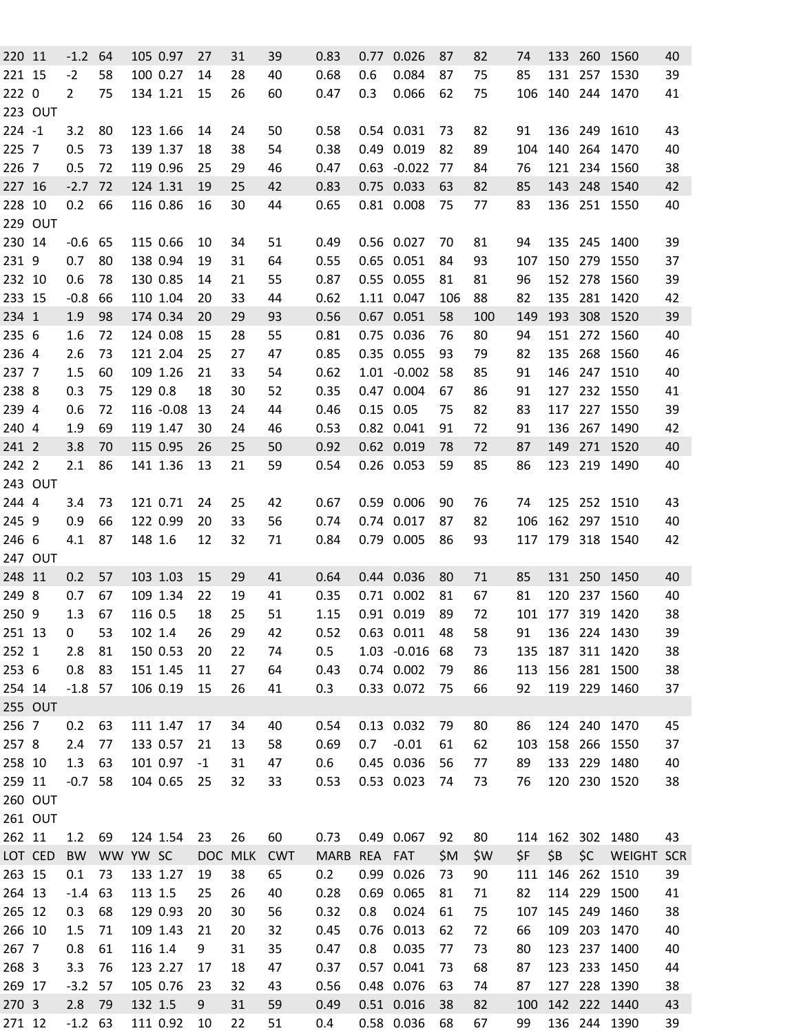| LOT | CED | BW | WW | YW | SC | DOC | MLK | CWT | MARB | REA | FAT | $M | $W | $F | $B | $C | WEIGHT | SCR |
|---|---|---|---|---|---|---|---|---|---|---|---|---|---|---|---|---|---|---|
| 220 | 11 | -1.2 | 64 | 105 | 0.97 | 27 | 31 | 39 | 0.83 | 0.77 | 0.026 | 87 | 82 | 74 | 133 | 260 | 1560 | 40 |
| 221 | 15 | -2 | 58 | 100 | 0.27 | 14 | 28 | 40 | 0.68 | 0.6 | 0.084 | 87 | 75 | 85 | 131 | 257 | 1530 | 39 |
| 222 | 0 | 2 | 75 | 134 | 1.21 | 15 | 26 | 60 | 0.47 | 0.3 | 0.066 | 62 | 75 | 106 | 140 | 244 | 1470 | 41 |
| 223 | OUT | | | | | | | | | | | | | | | | | |
| 224 | -1 | 3.2 | 80 | 123 | 1.66 | 14 | 24 | 50 | 0.58 | 0.54 | 0.031 | 73 | 82 | 91 | 136 | 249 | 1610 | 43 |
| 225 | 7 | 0.5 | 73 | 139 | 1.37 | 18 | 38 | 54 | 0.38 | 0.49 | 0.019 | 82 | 89 | 104 | 140 | 264 | 1470 | 40 |
| 226 | 7 | 0.5 | 72 | 119 | 0.96 | 25 | 29 | 46 | 0.47 | 0.63 | -0.022 | 77 | 84 | 76 | 121 | 234 | 1560 | 38 |
| 227 | 16 | -2.7 | 72 | 124 | 1.31 | 19 | 25 | 42 | 0.83 | 0.75 | 0.033 | 63 | 82 | 85 | 143 | 248 | 1540 | 42 |
| 228 | 10 | 0.2 | 66 | 116 | 0.86 | 16 | 30 | 44 | 0.65 | 0.81 | 0.008 | 75 | 77 | 83 | 136 | 251 | 1550 | 40 |
| 229 | OUT | | | | | | | | | | | | | | | | | |
| 230 | 14 | -0.6 | 65 | 115 | 0.66 | 10 | 34 | 51 | 0.49 | 0.56 | 0.027 | 70 | 81 | 94 | 135 | 245 | 1400 | 39 |
| 231 | 9 | 0.7 | 80 | 138 | 0.94 | 19 | 31 | 64 | 0.55 | 0.65 | 0.051 | 84 | 93 | 107 | 150 | 279 | 1550 | 37 |
| 232 | 10 | 0.6 | 78 | 130 | 0.85 | 14 | 21 | 55 | 0.87 | 0.55 | 0.055 | 81 | 81 | 96 | 152 | 278 | 1560 | 39 |
| 233 | 15 | -0.8 | 66 | 110 | 1.04 | 20 | 33 | 44 | 0.62 | 1.11 | 0.047 | 106 | 88 | 82 | 135 | 281 | 1420 | 42 |
| 234 | 1 | 1.9 | 98 | 174 | 0.34 | 20 | 29 | 93 | 0.56 | 0.67 | 0.051 | 58 | 100 | 149 | 193 | 308 | 1520 | 39 |
| 235 | 6 | 1.6 | 72 | 124 | 0.08 | 15 | 28 | 55 | 0.81 | 0.75 | 0.036 | 76 | 80 | 94 | 151 | 272 | 1560 | 40 |
| 236 | 4 | 2.6 | 73 | 121 | 2.04 | 25 | 27 | 47 | 0.85 | 0.35 | 0.055 | 93 | 79 | 82 | 135 | 268 | 1560 | 46 |
| 237 | 7 | 1.5 | 60 | 109 | 1.26 | 21 | 33 | 54 | 0.62 | 1.01 | -0.002 | 58 | 85 | 91 | 146 | 247 | 1510 | 40 |
| 238 | 8 | 0.3 | 75 | 129 | 0.8 | 18 | 30 | 52 | 0.35 | 0.47 | 0.004 | 67 | 86 | 91 | 127 | 232 | 1550 | 41 |
| 239 | 4 | 0.6 | 72 | 116 | -0.08 | 13 | 24 | 44 | 0.46 | 0.15 | 0.05 | 75 | 82 | 83 | 117 | 227 | 1550 | 39 |
| 240 | 4 | 1.9 | 69 | 119 | 1.47 | 30 | 24 | 46 | 0.53 | 0.82 | 0.041 | 91 | 72 | 91 | 136 | 267 | 1490 | 42 |
| 241 | 2 | 3.8 | 70 | 115 | 0.95 | 26 | 25 | 50 | 0.92 | 0.62 | 0.019 | 78 | 72 | 87 | 149 | 271 | 1520 | 40 |
| 242 | 2 | 2.1 | 86 | 141 | 1.36 | 13 | 21 | 59 | 0.54 | 0.26 | 0.053 | 59 | 85 | 86 | 123 | 219 | 1490 | 40 |
| 243 | OUT | | | | | | | | | | | | | | | | | |
| 244 | 4 | 3.4 | 73 | 121 | 0.71 | 24 | 25 | 42 | 0.67 | 0.59 | 0.006 | 90 | 76 | 74 | 125 | 252 | 1510 | 43 |
| 245 | 9 | 0.9 | 66 | 122 | 0.99 | 20 | 33 | 56 | 0.74 | 0.74 | 0.017 | 87 | 82 | 106 | 162 | 297 | 1510 | 40 |
| 246 | 6 | 4.1 | 87 | 148 | 1.6 | 12 | 32 | 71 | 0.84 | 0.79 | 0.005 | 86 | 93 | 117 | 179 | 318 | 1540 | 42 |
| 247 | OUT | | | | | | | | | | | | | | | | | |
| 248 | 11 | 0.2 | 57 | 103 | 1.03 | 15 | 29 | 41 | 0.64 | 0.44 | 0.036 | 80 | 71 | 85 | 131 | 250 | 1450 | 40 |
| 249 | 8 | 0.7 | 67 | 109 | 1.34 | 22 | 19 | 41 | 0.35 | 0.71 | 0.002 | 81 | 67 | 81 | 120 | 237 | 1560 | 40 |
| 250 | 9 | 1.3 | 67 | 116 | 0.5 | 18 | 25 | 51 | 1.15 | 0.91 | 0.019 | 89 | 72 | 101 | 177 | 319 | 1420 | 38 |
| 251 | 13 | 0 | 53 | 102 | 1.4 | 26 | 29 | 42 | 0.52 | 0.63 | 0.011 | 48 | 58 | 91 | 136 | 224 | 1430 | 39 |
| 252 | 1 | 2.8 | 81 | 150 | 0.53 | 20 | 22 | 74 | 0.5 | 1.03 | -0.016 | 68 | 73 | 135 | 187 | 311 | 1420 | 38 |
| 253 | 6 | 0.8 | 83 | 151 | 1.45 | 11 | 27 | 64 | 0.43 | 0.74 | 0.002 | 79 | 86 | 113 | 156 | 281 | 1500 | 38 |
| 254 | 14 | -1.8 | 57 | 106 | 0.19 | 15 | 26 | 41 | 0.3 | 0.33 | 0.072 | 75 | 66 | 92 | 119 | 229 | 1460 | 37 |
| 255 | OUT | | | | | | | | | | | | | | | | | |
| 256 | 7 | 0.2 | 63 | 111 | 1.47 | 17 | 34 | 40 | 0.54 | 0.13 | 0.032 | 79 | 80 | 86 | 124 | 240 | 1470 | 45 |
| 257 | 8 | 2.4 | 77 | 133 | 0.57 | 21 | 13 | 58 | 0.69 | 0.7 | -0.01 | 61 | 62 | 103 | 158 | 266 | 1550 | 37 |
| 258 | 10 | 1.3 | 63 | 101 | 0.97 | -1 | 31 | 47 | 0.6 | 0.45 | 0.036 | 56 | 77 | 89 | 133 | 229 | 1480 | 40 |
| 259 | 11 | -0.7 | 58 | 104 | 0.65 | 25 | 32 | 33 | 0.53 | 0.53 | 0.023 | 74 | 73 | 76 | 120 | 230 | 1520 | 38 |
| 260 | OUT | | | | | | | | | | | | | | | | | |
| 261 | OUT | | | | | | | | | | | | | | | | | |
| 262 | 11 | 1.2 | 69 | 124 | 1.54 | 23 | 26 | 60 | 0.73 | 0.49 | 0.067 | 92 | 80 | 114 | 162 | 302 | 1480 | 43 |
| LOT | CED | BW | WW | YW | SC | DOC | MLK | CWT | MARB | REA | FAT | $M | $W | $F | $B | $C | WEIGHT | SCR |
| 263 | 15 | 0.1 | 73 | 133 | 1.27 | 19 | 38 | 65 | 0.2 | 0.99 | 0.026 | 73 | 90 | 111 | 146 | 262 | 1510 | 39 |
| 264 | 13 | -1.4 | 63 | 113 | 1.5 | 25 | 26 | 40 | 0.28 | 0.69 | 0.065 | 81 | 71 | 82 | 114 | 229 | 1500 | 41 |
| 265 | 12 | 0.3 | 68 | 129 | 0.93 | 20 | 30 | 56 | 0.32 | 0.8 | 0.024 | 61 | 75 | 107 | 145 | 249 | 1460 | 38 |
| 266 | 10 | 1.5 | 71 | 109 | 1.43 | 21 | 20 | 32 | 0.45 | 0.76 | 0.013 | 62 | 72 | 66 | 109 | 203 | 1470 | 40 |
| 267 | 7 | 0.8 | 61 | 116 | 1.4 | 9 | 31 | 35 | 0.47 | 0.8 | 0.035 | 77 | 73 | 80 | 123 | 237 | 1400 | 40 |
| 268 | 3 | 3.3 | 76 | 123 | 2.27 | 17 | 18 | 47 | 0.37 | 0.57 | 0.041 | 73 | 68 | 87 | 123 | 233 | 1450 | 44 |
| 269 | 17 | -3.2 | 57 | 105 | 0.76 | 23 | 32 | 43 | 0.56 | 0.48 | 0.076 | 63 | 74 | 87 | 127 | 228 | 1390 | 38 |
| 270 | 3 | 2.8 | 79 | 132 | 1.5 | 9 | 31 | 59 | 0.49 | 0.51 | 0.016 | 38 | 82 | 100 | 142 | 222 | 1440 | 43 |
| 271 | 12 | -1.2 | 63 | 111 | 0.92 | 10 | 22 | 51 | 0.4 | 0.58 | 0.036 | 68 | 67 | 99 | 136 | 244 | 1390 | 39 |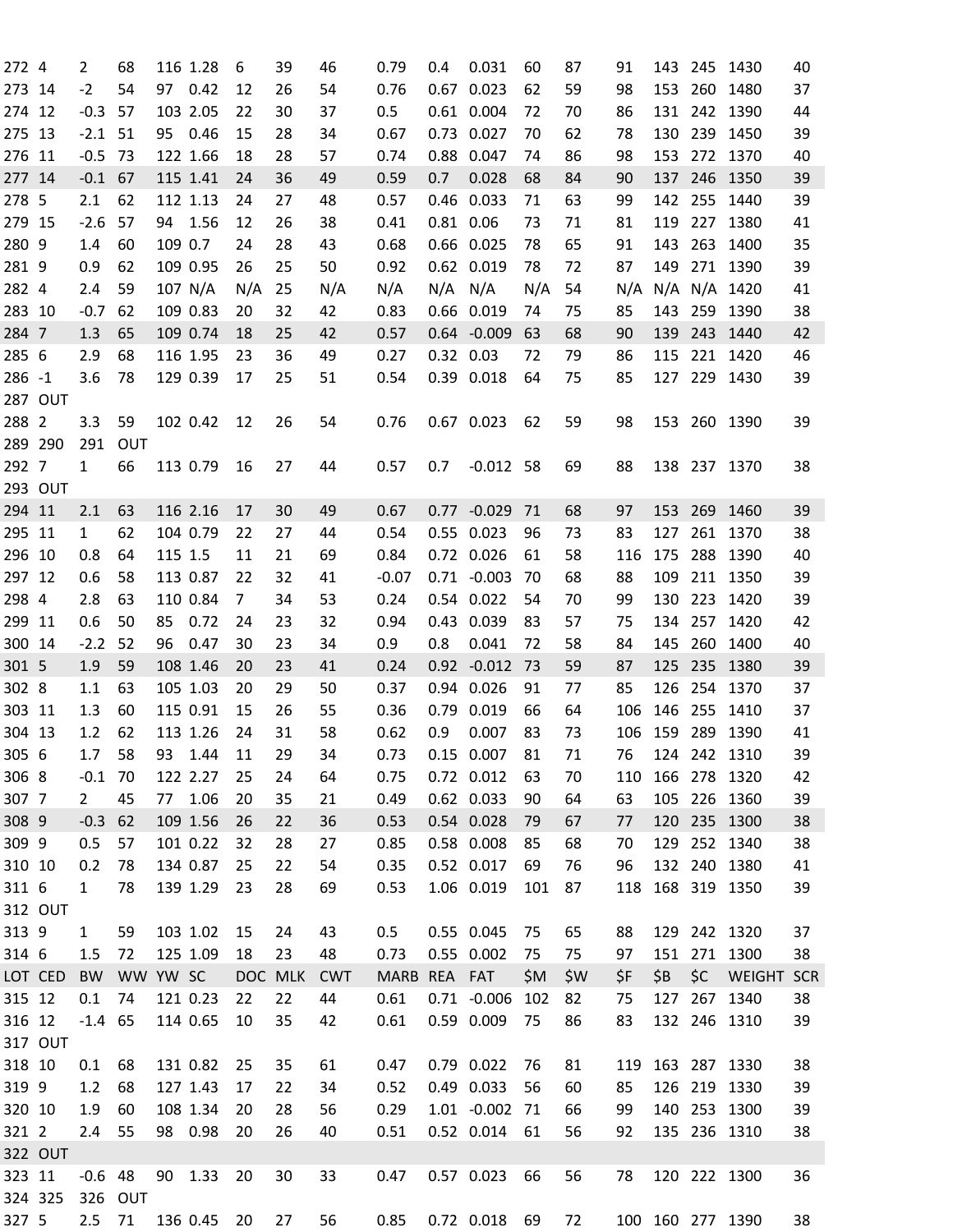| LOT | CED | BW | WW | YW | SC | DOC | MLK | CWT | MARB | REA | FAT | $M | $W | $F | $B | $C | WEIGHT | SCR |
|---|---|---|---|---|---|---|---|---|---|---|---|---|---|---|---|---|---|---|
| 272 | 4 | 2 | 68 | 116 | 1.28 | 6 | 39 | 46 | 0.79 | 0.4 | 0.031 | 60 | 87 | 91 | 143 | 245 | 1430 | 40 |
| 273 | 14 | -2 | 54 | 97 | 0.42 | 12 | 26 | 54 | 0.76 | 0.67 | 0.023 | 62 | 59 | 98 | 153 | 260 | 1480 | 37 |
| 274 | 12 | -0.3 | 57 | 103 | 2.05 | 22 | 30 | 37 | 0.5 | 0.61 | 0.004 | 72 | 70 | 86 | 131 | 242 | 1390 | 44 |
| 275 | 13 | -2.1 | 51 | 95 | 0.46 | 15 | 28 | 34 | 0.67 | 0.73 | 0.027 | 70 | 62 | 78 | 130 | 239 | 1450 | 39 |
| 276 | 11 | -0.5 | 73 | 122 | 1.66 | 18 | 28 | 57 | 0.74 | 0.88 | 0.047 | 74 | 86 | 98 | 153 | 272 | 1370 | 40 |
| 277 | 14 | -0.1 | 67 | 115 | 1.41 | 24 | 36 | 49 | 0.59 | 0.7 | 0.028 | 68 | 84 | 90 | 137 | 246 | 1350 | 39 |
| 278 | 5 | 2.1 | 62 | 112 | 1.13 | 24 | 27 | 48 | 0.57 | 0.46 | 0.033 | 71 | 63 | 99 | 142 | 255 | 1440 | 39 |
| 279 | 15 | -2.6 | 57 | 94 | 1.56 | 12 | 26 | 38 | 0.41 | 0.81 | 0.06 | 73 | 71 | 81 | 119 | 227 | 1380 | 41 |
| 280 | 9 | 1.4 | 60 | 109 | 0.7 | 24 | 28 | 43 | 0.68 | 0.66 | 0.025 | 78 | 65 | 91 | 143 | 263 | 1400 | 35 |
| 281 | 9 | 0.9 | 62 | 109 | 0.95 | 26 | 25 | 50 | 0.92 | 0.62 | 0.019 | 78 | 72 | 87 | 149 | 271 | 1390 | 39 |
| 282 | 4 | 2.4 | 59 | 107 | N/A | N/A | 25 | N/A | N/A | N/A | N/A | N/A | 54 | N/A | N/A | N/A | 1420 | 41 |
| 283 | 10 | -0.7 | 62 | 109 | 0.83 | 20 | 32 | 42 | 0.83 | 0.66 | 0.019 | 74 | 75 | 85 | 143 | 259 | 1390 | 38 |
| 284 | 7 | 1.3 | 65 | 109 | 0.74 | 18 | 25 | 42 | 0.57 | 0.64 | -0.009 | 63 | 68 | 90 | 139 | 243 | 1440 | 42 |
| 285 | 6 | 2.9 | 68 | 116 | 1.95 | 23 | 36 | 49 | 0.27 | 0.32 | 0.03 | 72 | 79 | 86 | 115 | 221 | 1420 | 46 |
| 286 | -1 | 3.6 | 78 | 129 | 0.39 | 17 | 25 | 51 | 0.54 | 0.39 | 0.018 | 64 | 75 | 85 | 127 | 229 | 1430 | 39 |
| 287 | OUT | | | | | | | | | | | | | | | | | |
| 288 | 2 | 3.3 | 59 | 102 | 0.42 | 12 | 26 | 54 | 0.76 | 0.67 | 0.023 | 62 | 59 | 98 | 153 | 260 | 1390 | 39 |
| 289 | 290 | 291 | OUT | | | | | | | | | | | | | | | |
| 292 | 7 | 1 | 66 | 113 | 0.79 | 16 | 27 | 44 | 0.57 | 0.7 | -0.012 | 58 | 69 | 88 | 138 | 237 | 1370 | 38 |
| 293 | OUT | | | | | | | | | | | | | | | | | |
| 294 | 11 | 2.1 | 63 | 116 | 2.16 | 17 | 30 | 49 | 0.67 | 0.77 | -0.029 | 71 | 68 | 97 | 153 | 269 | 1460 | 39 |
| 295 | 11 | 1 | 62 | 104 | 0.79 | 22 | 27 | 44 | 0.54 | 0.55 | 0.023 | 96 | 73 | 83 | 127 | 261 | 1370 | 38 |
| 296 | 10 | 0.8 | 64 | 115 | 1.5 | 11 | 21 | 69 | 0.84 | 0.72 | 0.026 | 61 | 58 | 116 | 175 | 288 | 1390 | 40 |
| 297 | 12 | 0.6 | 58 | 113 | 0.87 | 22 | 32 | 41 | -0.07 | 0.71 | -0.003 | 70 | 68 | 88 | 109 | 211 | 1350 | 39 |
| 298 | 4 | 2.8 | 63 | 110 | 0.84 | 7 | 34 | 53 | 0.24 | 0.54 | 0.022 | 54 | 70 | 99 | 130 | 223 | 1420 | 39 |
| 299 | 11 | 0.6 | 50 | 85 | 0.72 | 24 | 23 | 32 | 0.94 | 0.43 | 0.039 | 83 | 57 | 75 | 134 | 257 | 1420 | 42 |
| 300 | 14 | -2.2 | 52 | 96 | 0.47 | 30 | 23 | 34 | 0.9 | 0.8 | 0.041 | 72 | 58 | 84 | 145 | 260 | 1400 | 40 |
| 301 | 5 | 1.9 | 59 | 108 | 1.46 | 20 | 23 | 41 | 0.24 | 0.92 | -0.012 | 73 | 59 | 87 | 125 | 235 | 1380 | 39 |
| 302 | 8 | 1.1 | 63 | 105 | 1.03 | 20 | 29 | 50 | 0.37 | 0.94 | 0.026 | 91 | 77 | 85 | 126 | 254 | 1370 | 37 |
| 303 | 11 | 1.3 | 60 | 115 | 0.91 | 15 | 26 | 55 | 0.36 | 0.79 | 0.019 | 66 | 64 | 106 | 146 | 255 | 1410 | 37 |
| 304 | 13 | 1.2 | 62 | 113 | 1.26 | 24 | 31 | 58 | 0.62 | 0.9 | 0.007 | 83 | 73 | 106 | 159 | 289 | 1390 | 41 |
| 305 | 6 | 1.7 | 58 | 93 | 1.44 | 11 | 29 | 34 | 0.73 | 0.15 | 0.007 | 81 | 71 | 76 | 124 | 242 | 1310 | 39 |
| 306 | 8 | -0.1 | 70 | 122 | 2.27 | 25 | 24 | 64 | 0.75 | 0.72 | 0.012 | 63 | 70 | 110 | 166 | 278 | 1320 | 42 |
| 307 | 7 | 2 | 45 | 77 | 1.06 | 20 | 35 | 21 | 0.49 | 0.62 | 0.033 | 90 | 64 | 63 | 105 | 226 | 1360 | 39 |
| 308 | 9 | -0.3 | 62 | 109 | 1.56 | 26 | 22 | 36 | 0.53 | 0.54 | 0.028 | 79 | 67 | 77 | 120 | 235 | 1300 | 38 |
| 309 | 9 | 0.5 | 57 | 101 | 0.22 | 32 | 28 | 27 | 0.85 | 0.58 | 0.008 | 85 | 68 | 70 | 129 | 252 | 1340 | 38 |
| 310 | 10 | 0.2 | 78 | 134 | 0.87 | 25 | 22 | 54 | 0.35 | 0.52 | 0.017 | 69 | 76 | 96 | 132 | 240 | 1380 | 41 |
| 311 | 6 | 1 | 78 | 139 | 1.29 | 23 | 28 | 69 | 0.53 | 1.06 | 0.019 | 101 | 87 | 118 | 168 | 319 | 1350 | 39 |
| 312 | OUT | | | | | | | | | | | | | | | | | |
| 313 | 9 | 1 | 59 | 103 | 1.02 | 15 | 24 | 43 | 0.5 | 0.55 | 0.045 | 75 | 65 | 88 | 129 | 242 | 1320 | 37 |
| 314 | 6 | 1.5 | 72 | 125 | 1.09 | 18 | 23 | 48 | 0.73 | 0.55 | 0.002 | 75 | 75 | 97 | 151 | 271 | 1300 | 38 |
| LOT | CED | BW | WW | YW | SC | DOC | MLK | CWT | MARB | REA | FAT | $M | $W | $F | $B | $C | WEIGHT | SCR |
| 315 | 12 | 0.1 | 74 | 121 | 0.23 | 22 | 22 | 44 | 0.61 | 0.71 | -0.006 | 102 | 82 | 75 | 127 | 267 | 1340 | 38 |
| 316 | 12 | -1.4 | 65 | 114 | 0.65 | 10 | 35 | 42 | 0.61 | 0.59 | 0.009 | 75 | 86 | 83 | 132 | 246 | 1310 | 39 |
| 317 | OUT | | | | | | | | | | | | | | | | | |
| 318 | 10 | 0.1 | 68 | 131 | 0.82 | 25 | 35 | 61 | 0.47 | 0.79 | 0.022 | 76 | 81 | 119 | 163 | 287 | 1330 | 38 |
| 319 | 9 | 1.2 | 68 | 127 | 1.43 | 17 | 22 | 34 | 0.52 | 0.49 | 0.033 | 56 | 60 | 85 | 126 | 219 | 1330 | 39 |
| 320 | 10 | 1.9 | 60 | 108 | 1.34 | 20 | 28 | 56 | 0.29 | 1.01 | -0.002 | 71 | 66 | 99 | 140 | 253 | 1300 | 39 |
| 321 | 2 | 2.4 | 55 | 98 | 0.98 | 20 | 26 | 40 | 0.51 | 0.52 | 0.014 | 61 | 56 | 92 | 135 | 236 | 1310 | 38 |
| 322 | OUT | | | | | | | | | | | | | | | | | |
| 323 | 11 | -0.6 | 48 | 90 | 1.33 | 20 | 30 | 33 | 0.47 | 0.57 | 0.023 | 66 | 56 | 78 | 120 | 222 | 1300 | 36 |
| 324 | 325 | 326 | OUT | | | | | | | | | | | | | | | |
| 327 | 5 | 2.5 | 71 | 136 | 0.45 | 20 | 27 | 56 | 0.85 | 0.72 | 0.018 | 69 | 72 | 100 | 160 | 277 | 1390 | 38 |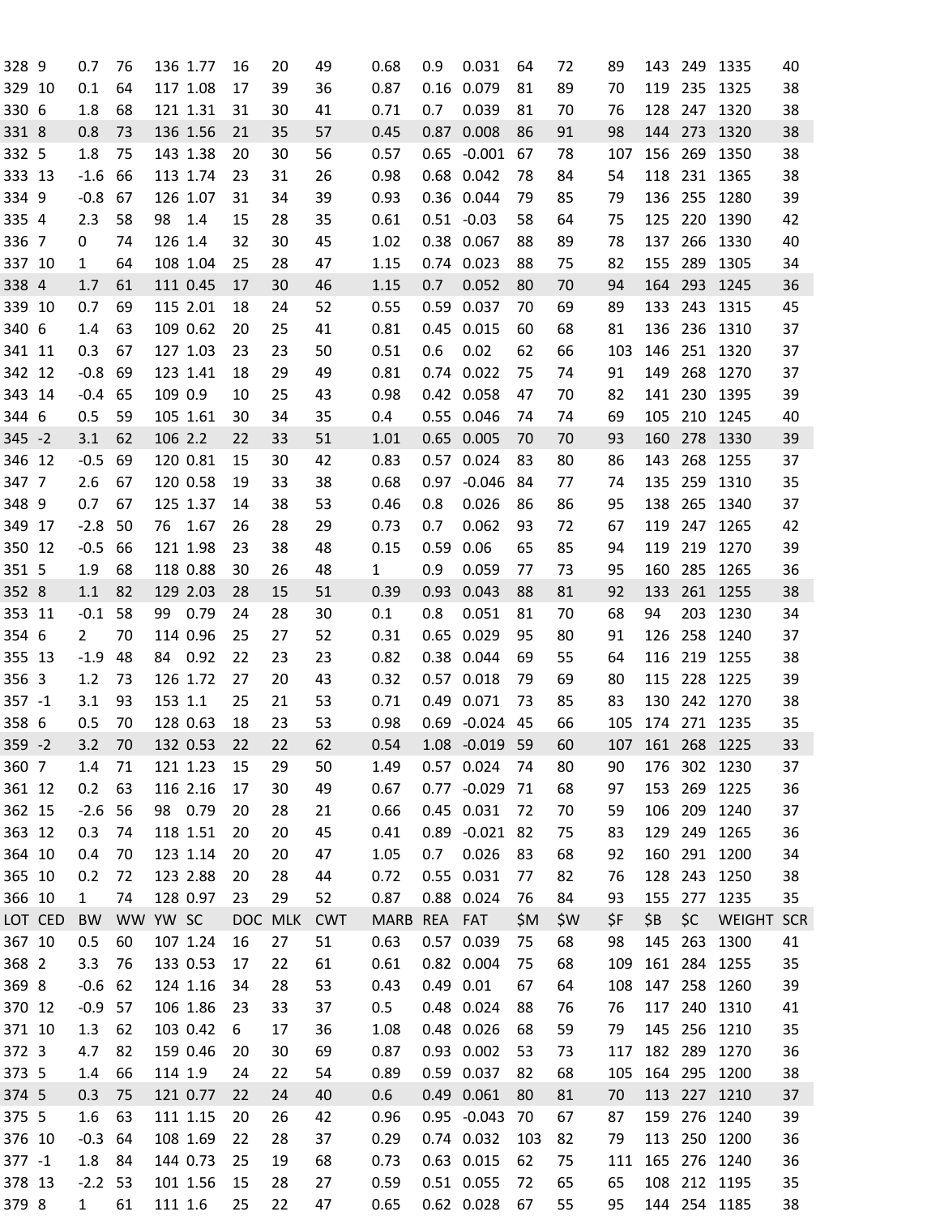| LOT | CED | BW | WW | YW | SC | DOC | MLK | CWT | MARB | REA | FAT | $M | $W | $F | $B | $C | WEIGHT | SCR |
|---|---|---|---|---|---|---|---|---|---|---|---|---|---|---|---|---|---|---|
| 328 | 9 | 0.7 | 76 | 136 | 1.77 | 16 | 20 | 49 | 0.68 | 0.9 | 0.031 | 64 | 72 | 89 | 143 | 249 | 1335 | 40 |
| 329 | 10 | 0.1 | 64 | 117 | 1.08 | 17 | 39 | 36 | 0.87 | 0.16 | 0.079 | 81 | 89 | 70 | 119 | 235 | 1325 | 38 |
| 330 | 6 | 1.8 | 68 | 121 | 1.31 | 31 | 30 | 41 | 0.71 | 0.7 | 0.039 | 81 | 70 | 76 | 128 | 247 | 1320 | 38 |
| 331 | 8 | 0.8 | 73 | 136 | 1.56 | 21 | 35 | 57 | 0.45 | 0.87 | 0.008 | 86 | 91 | 98 | 144 | 273 | 1320 | 38 |
| 332 | 5 | 1.8 | 75 | 143 | 1.38 | 20 | 30 | 56 | 0.57 | 0.65 | -0.001 | 67 | 78 | 107 | 156 | 269 | 1350 | 38 |
| 333 | 13 | -1.6 | 66 | 113 | 1.74 | 23 | 31 | 26 | 0.98 | 0.68 | 0.042 | 78 | 84 | 54 | 118 | 231 | 1365 | 38 |
| 334 | 9 | -0.8 | 67 | 126 | 1.07 | 31 | 34 | 39 | 0.93 | 0.36 | 0.044 | 79 | 85 | 79 | 136 | 255 | 1280 | 39 |
| 335 | 4 | 2.3 | 58 | 98 | 1.4 | 15 | 28 | 35 | 0.61 | 0.51 | -0.03 | 58 | 64 | 75 | 125 | 220 | 1390 | 42 |
| 336 | 7 | 0 | 74 | 126 | 1.4 | 32 | 30 | 45 | 1.02 | 0.38 | 0.067 | 88 | 89 | 78 | 137 | 266 | 1330 | 40 |
| 337 | 10 | 1 | 64 | 108 | 1.04 | 25 | 28 | 47 | 1.15 | 0.74 | 0.023 | 88 | 75 | 82 | 155 | 289 | 1305 | 34 |
| 338 | 4 | 1.7 | 61 | 111 | 0.45 | 17 | 30 | 46 | 1.15 | 0.7 | 0.052 | 80 | 70 | 94 | 164 | 293 | 1245 | 36 |
| 339 | 10 | 0.7 | 69 | 115 | 2.01 | 18 | 24 | 52 | 0.55 | 0.59 | 0.037 | 70 | 69 | 89 | 133 | 243 | 1315 | 45 |
| 340 | 6 | 1.4 | 63 | 109 | 0.62 | 20 | 25 | 41 | 0.81 | 0.45 | 0.015 | 60 | 68 | 81 | 136 | 236 | 1310 | 37 |
| 341 | 11 | 0.3 | 67 | 127 | 1.03 | 23 | 23 | 50 | 0.51 | 0.6 | 0.02 | 62 | 66 | 103 | 146 | 251 | 1320 | 37 |
| 342 | 12 | -0.8 | 69 | 123 | 1.41 | 18 | 29 | 49 | 0.81 | 0.74 | 0.022 | 75 | 74 | 91 | 149 | 268 | 1270 | 37 |
| 343 | 14 | -0.4 | 65 | 109 | 0.9 | 10 | 25 | 43 | 0.98 | 0.42 | 0.058 | 47 | 70 | 82 | 141 | 230 | 1395 | 39 |
| 344 | 6 | 0.5 | 59 | 105 | 1.61 | 30 | 34 | 35 | 0.4 | 0.55 | 0.046 | 74 | 74 | 69 | 105 | 210 | 1245 | 40 |
| 345 | -2 | 3.1 | 62 | 106 | 2.2 | 22 | 33 | 51 | 1.01 | 0.65 | 0.005 | 70 | 70 | 93 | 160 | 278 | 1330 | 39 |
| 346 | 12 | -0.5 | 69 | 120 | 0.81 | 15 | 30 | 42 | 0.83 | 0.57 | 0.024 | 83 | 80 | 86 | 143 | 268 | 1255 | 37 |
| 347 | 7 | 2.6 | 67 | 120 | 0.58 | 19 | 33 | 38 | 0.68 | 0.97 | -0.046 | 84 | 77 | 74 | 135 | 259 | 1310 | 35 |
| 348 | 9 | 0.7 | 67 | 125 | 1.37 | 14 | 38 | 53 | 0.46 | 0.8 | 0.026 | 86 | 86 | 95 | 138 | 265 | 1340 | 37 |
| 349 | 17 | -2.8 | 50 | 76 | 1.67 | 26 | 28 | 29 | 0.73 | 0.7 | 0.062 | 93 | 72 | 67 | 119 | 247 | 1265 | 42 |
| 350 | 12 | -0.5 | 66 | 121 | 1.98 | 23 | 38 | 48 | 0.15 | 0.59 | 0.06 | 65 | 85 | 94 | 119 | 219 | 1270 | 39 |
| 351 | 5 | 1.9 | 68 | 118 | 0.88 | 30 | 26 | 48 | 1 | 0.9 | 0.059 | 77 | 73 | 95 | 160 | 285 | 1265 | 36 |
| 352 | 8 | 1.1 | 82 | 129 | 2.03 | 28 | 15 | 51 | 0.39 | 0.93 | 0.043 | 88 | 81 | 92 | 133 | 261 | 1255 | 38 |
| 353 | 11 | -0.1 | 58 | 99 | 0.79 | 24 | 28 | 30 | 0.1 | 0.8 | 0.051 | 81 | 70 | 68 | 94 | 203 | 1230 | 34 |
| 354 | 6 | 2 | 70 | 114 | 0.96 | 25 | 27 | 52 | 0.31 | 0.65 | 0.029 | 95 | 80 | 91 | 126 | 258 | 1240 | 37 |
| 355 | 13 | -1.9 | 48 | 84 | 0.92 | 22 | 23 | 23 | 0.82 | 0.38 | 0.044 | 69 | 55 | 64 | 116 | 219 | 1255 | 38 |
| 356 | 3 | 1.2 | 73 | 126 | 1.72 | 27 | 20 | 43 | 0.32 | 0.57 | 0.018 | 79 | 69 | 80 | 115 | 228 | 1225 | 39 |
| 357 | -1 | 3.1 | 93 | 153 | 1.1 | 25 | 21 | 53 | 0.71 | 0.49 | 0.071 | 73 | 85 | 83 | 130 | 242 | 1270 | 38 |
| 358 | 6 | 0.5 | 70 | 128 | 0.63 | 18 | 23 | 53 | 0.98 | 0.69 | -0.024 | 45 | 66 | 105 | 174 | 271 | 1235 | 35 |
| 359 | -2 | 3.2 | 70 | 132 | 0.53 | 22 | 22 | 62 | 0.54 | 1.08 | -0.019 | 59 | 60 | 107 | 161 | 268 | 1225 | 33 |
| 360 | 7 | 1.4 | 71 | 121 | 1.23 | 15 | 29 | 50 | 1.49 | 0.57 | 0.024 | 74 | 80 | 90 | 176 | 302 | 1230 | 37 |
| 361 | 12 | 0.2 | 63 | 116 | 2.16 | 17 | 30 | 49 | 0.67 | 0.77 | -0.029 | 71 | 68 | 97 | 153 | 269 | 1225 | 36 |
| 362 | 15 | -2.6 | 56 | 98 | 0.79 | 20 | 28 | 21 | 0.66 | 0.45 | 0.031 | 72 | 70 | 59 | 106 | 209 | 1240 | 37 |
| 363 | 12 | 0.3 | 74 | 118 | 1.51 | 20 | 20 | 45 | 0.41 | 0.89 | -0.021 | 82 | 75 | 83 | 129 | 249 | 1265 | 36 |
| 364 | 10 | 0.4 | 70 | 123 | 1.14 | 20 | 20 | 47 | 1.05 | 0.7 | 0.026 | 83 | 68 | 92 | 160 | 291 | 1200 | 34 |
| 365 | 10 | 0.2 | 72 | 123 | 2.88 | 20 | 28 | 44 | 0.72 | 0.55 | 0.031 | 77 | 82 | 76 | 128 | 243 | 1250 | 38 |
| 366 | 10 | 1 | 74 | 128 | 0.97 | 23 | 29 | 52 | 0.87 | 0.88 | 0.024 | 76 | 84 | 93 | 155 | 277 | 1235 | 35 |
| LOT | CED | BW | WW | YW | SC | DOC | MLK | CWT | MARB | REA | FAT | $M | $W | $F | $B | $C | WEIGHT | SCR |
| 367 | 10 | 0.5 | 60 | 107 | 1.24 | 16 | 27 | 51 | 0.63 | 0.57 | 0.039 | 75 | 68 | 98 | 145 | 263 | 1300 | 41 |
| 368 | 2 | 3.3 | 76 | 133 | 0.53 | 17 | 22 | 61 | 0.61 | 0.82 | 0.004 | 75 | 68 | 109 | 161 | 284 | 1255 | 35 |
| 369 | 8 | -0.6 | 62 | 124 | 1.16 | 34 | 28 | 53 | 0.43 | 0.49 | 0.01 | 67 | 64 | 108 | 147 | 258 | 1260 | 39 |
| 370 | 12 | -0.9 | 57 | 106 | 1.86 | 23 | 33 | 37 | 0.5 | 0.48 | 0.024 | 88 | 76 | 76 | 117 | 240 | 1310 | 41 |
| 371 | 10 | 1.3 | 62 | 103 | 0.42 | 6 | 17 | 36 | 1.08 | 0.48 | 0.026 | 68 | 59 | 79 | 145 | 256 | 1210 | 35 |
| 372 | 3 | 4.7 | 82 | 159 | 0.46 | 20 | 30 | 69 | 0.87 | 0.93 | 0.002 | 53 | 73 | 117 | 182 | 289 | 1270 | 36 |
| 373 | 5 | 1.4 | 66 | 114 | 1.9 | 24 | 22 | 54 | 0.89 | 0.59 | 0.037 | 82 | 68 | 105 | 164 | 295 | 1200 | 38 |
| 374 | 5 | 0.3 | 75 | 121 | 0.77 | 22 | 24 | 40 | 0.6 | 0.49 | 0.061 | 80 | 81 | 70 | 113 | 227 | 1210 | 37 |
| 375 | 5 | 1.6 | 63 | 111 | 1.15 | 20 | 26 | 42 | 0.96 | 0.95 | -0.043 | 70 | 67 | 87 | 159 | 276 | 1240 | 39 |
| 376 | 10 | -0.3 | 64 | 108 | 1.69 | 22 | 28 | 37 | 0.29 | 0.74 | 0.032 | 103 | 82 | 79 | 113 | 250 | 1200 | 36 |
| 377 | -1 | 1.8 | 84 | 144 | 0.73 | 25 | 19 | 68 | 0.73 | 0.63 | 0.015 | 62 | 75 | 111 | 165 | 276 | 1240 | 36 |
| 378 | 13 | -2.2 | 53 | 101 | 1.56 | 15 | 28 | 27 | 0.59 | 0.51 | 0.055 | 72 | 65 | 65 | 108 | 212 | 1195 | 35 |
| 379 | 8 | 1 | 61 | 111 | 1.6 | 25 | 22 | 47 | 0.65 | 0.62 | 0.028 | 67 | 55 | 95 | 144 | 254 | 1185 | 38 |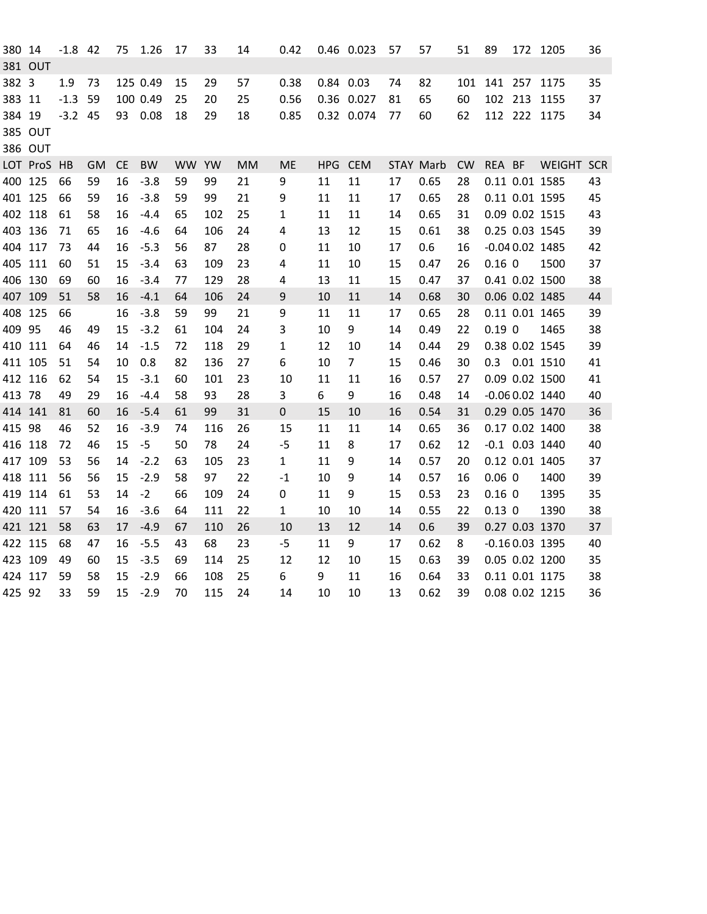| | | | | | | | | | | | | | | | | | | |
|---|---|---|---|---|---|---|---|---|---|---|---|---|---|---|---|---|---|---|
| 380 | 14 | -1.8 | 42 | 75 | 1.26 | 17 | 33 | 14 | 0.42 | 0.46 | 0.023 | 57 | 57 | 51 | 89 | 172 | 1205 | 36 |
| 381 | OUT | | | | | | | | | | | | | | | | | |
| 382 | 3 | 1.9 | 73 | 125 | 0.49 | 15 | 29 | 57 | 0.38 | 0.84 | 0.03 | 74 | 82 | 101 | 141 | 257 | 1175 | 35 |
| 383 | 11 | -1.3 | 59 | 100 | 0.49 | 25 | 20 | 25 | 0.56 | 0.36 | 0.027 | 81 | 65 | 60 | 102 | 213 | 1155 | 37 |
| 384 | 19 | -3.2 | 45 | 93 | 0.08 | 18 | 29 | 18 | 0.85 | 0.32 | 0.074 | 77 | 60 | 62 | 112 | 222 | 1175 | 34 |
| 385 | OUT | | | | | | | | | | | | | | | | | |
| 386 | OUT | | | | | | | | | | | | | | | | | |

| LOT | ProS | HB | GM | CE | BW | WW | YW | MM | ME | HPG | CEM | STAY | Marb | CW | REA | BF | WEIGHT | SCR |
|---|---|---|---|---|---|---|---|---|---|---|---|---|---|---|---|---|---|---|
| 400 | 125 | 66 | 59 | 16 | -3.8 | 59 | 99 | 21 | 9 | 11 | 11 | 17 | 0.65 | 28 | 0.11 | 0.01 | 1585 | 43 |
| 401 | 125 | 66 | 59 | 16 | -3.8 | 59 | 99 | 21 | 9 | 11 | 11 | 17 | 0.65 | 28 | 0.11 | 0.01 | 1595 | 45 |
| 402 | 118 | 61 | 58 | 16 | -4.4 | 65 | 102 | 25 | 1 | 11 | 11 | 14 | 0.65 | 31 | 0.09 | 0.02 | 1515 | 43 |
| 403 | 136 | 71 | 65 | 16 | -4.6 | 64 | 106 | 24 | 4 | 13 | 12 | 15 | 0.61 | 38 | 0.25 | 0.03 | 1545 | 39 |
| 404 | 117 | 73 | 44 | 16 | -5.3 | 56 | 87 | 28 | 0 | 11 | 10 | 17 | 0.6 | 16 | -0.04 | 0.02 | 1485 | 42 |
| 405 | 111 | 60 | 51 | 15 | -3.4 | 63 | 109 | 23 | 4 | 11 | 10 | 15 | 0.47 | 26 | 0.16 | 0 | 1500 | 37 |
| 406 | 130 | 69 | 60 | 16 | -3.4 | 77 | 129 | 28 | 4 | 13 | 11 | 15 | 0.47 | 37 | 0.41 | 0.02 | 1500 | 38 |
| 407 | 109 | 51 | 58 | 16 | -4.1 | 64 | 106 | 24 | 9 | 10 | 11 | 14 | 0.68 | 30 | 0.06 | 0.02 | 1485 | 44 |
| 408 | 125 | 66 | | 16 | -3.8 | 59 | 99 | 21 | 9 | 11 | 11 | 17 | 0.65 | 28 | 0.11 | 0.01 | 1465 | 39 |
| 409 | 95 | 46 | 49 | 15 | -3.2 | 61 | 104 | 24 | 3 | 10 | 9 | 14 | 0.49 | 22 | 0.19 | 0 | 1465 | 38 |
| 410 | 111 | 64 | 46 | 14 | -1.5 | 72 | 118 | 29 | 1 | 12 | 10 | 14 | 0.44 | 29 | 0.38 | 0.02 | 1545 | 39 |
| 411 | 105 | 51 | 54 | 10 | 0.8 | 82 | 136 | 27 | 6 | 10 | 7 | 15 | 0.46 | 30 | 0.3 | 0.01 | 1510 | 41 |
| 412 | 116 | 62 | 54 | 15 | -3.1 | 60 | 101 | 23 | 10 | 11 | 11 | 16 | 0.57 | 27 | 0.09 | 0.02 | 1500 | 41 |
| 413 | 78 | 49 | 29 | 16 | -4.4 | 58 | 93 | 28 | 3 | 6 | 9 | 16 | 0.48 | 14 | -0.06 | 0.02 | 1440 | 40 |
| 414 | 141 | 81 | 60 | 16 | -5.4 | 61 | 99 | 31 | 0 | 15 | 10 | 16 | 0.54 | 31 | 0.29 | 0.05 | 1470 | 36 |
| 415 | 98 | 46 | 52 | 16 | -3.9 | 74 | 116 | 26 | 15 | 11 | 11 | 14 | 0.65 | 36 | 0.17 | 0.02 | 1400 | 38 |
| 416 | 118 | 72 | 46 | 15 | -5 | 50 | 78 | 24 | -5 | 11 | 8 | 17 | 0.62 | 12 | -0.1 | 0.03 | 1440 | 40 |
| 417 | 109 | 53 | 56 | 14 | -2.2 | 63 | 105 | 23 | 1 | 11 | 9 | 14 | 0.57 | 20 | 0.12 | 0.01 | 1405 | 37 |
| 418 | 111 | 56 | 56 | 15 | -2.9 | 58 | 97 | 22 | -1 | 10 | 9 | 14 | 0.57 | 16 | 0.06 | 0 | 1400 | 39 |
| 419 | 114 | 61 | 53 | 14 | -2 | 66 | 109 | 24 | 0 | 11 | 9 | 15 | 0.53 | 23 | 0.16 | 0 | 1395 | 35 |
| 420 | 111 | 57 | 54 | 16 | -3.6 | 64 | 111 | 22 | 1 | 10 | 10 | 14 | 0.55 | 22 | 0.13 | 0 | 1390 | 38 |
| 421 | 121 | 58 | 63 | 17 | -4.9 | 67 | 110 | 26 | 10 | 13 | 12 | 14 | 0.6 | 39 | 0.27 | 0.03 | 1370 | 37 |
| 422 | 115 | 68 | 47 | 16 | -5.5 | 43 | 68 | 23 | -5 | 11 | 9 | 17 | 0.62 | 8 | -0.16 | 0.03 | 1395 | 40 |
| 423 | 109 | 49 | 60 | 15 | -3.5 | 69 | 114 | 25 | 12 | 12 | 10 | 15 | 0.63 | 39 | 0.05 | 0.02 | 1200 | 35 |
| 424 | 117 | 59 | 58 | 15 | -2.9 | 66 | 108 | 25 | 6 | 9 | 11 | 16 | 0.64 | 33 | 0.11 | 0.01 | 1175 | 38 |
| 425 | 92 | 33 | 59 | 15 | -2.9 | 70 | 115 | 24 | 14 | 10 | 10 | 13 | 0.62 | 39 | 0.08 | 0.02 | 1215 | 36 |